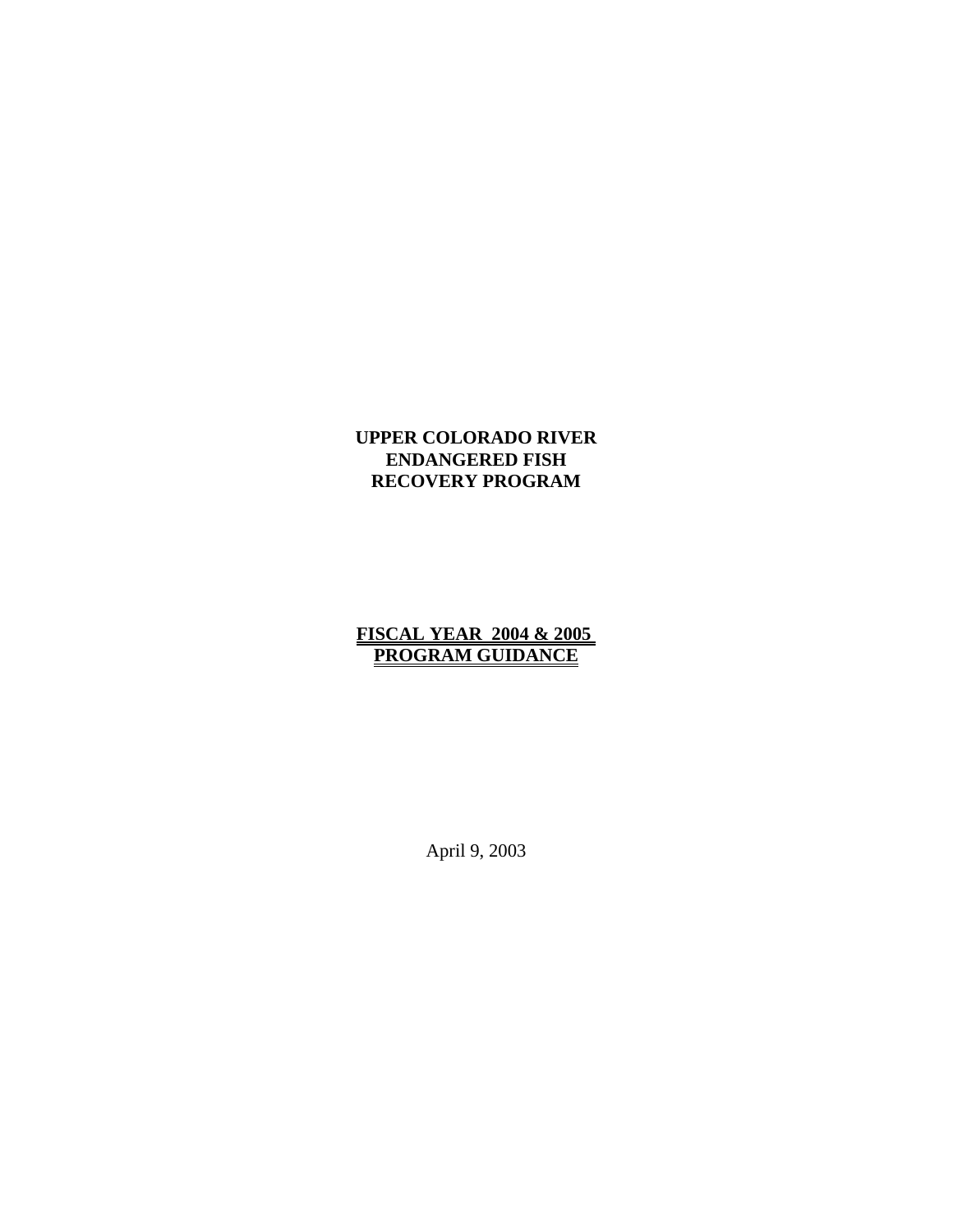# UPPER COLORADO RIVER ENDANGERED FISH RECOVERY PROGRAM

## FISCAL YEAR 2004 & 2005 PROGRAM GUIDANCE

April 9, 2003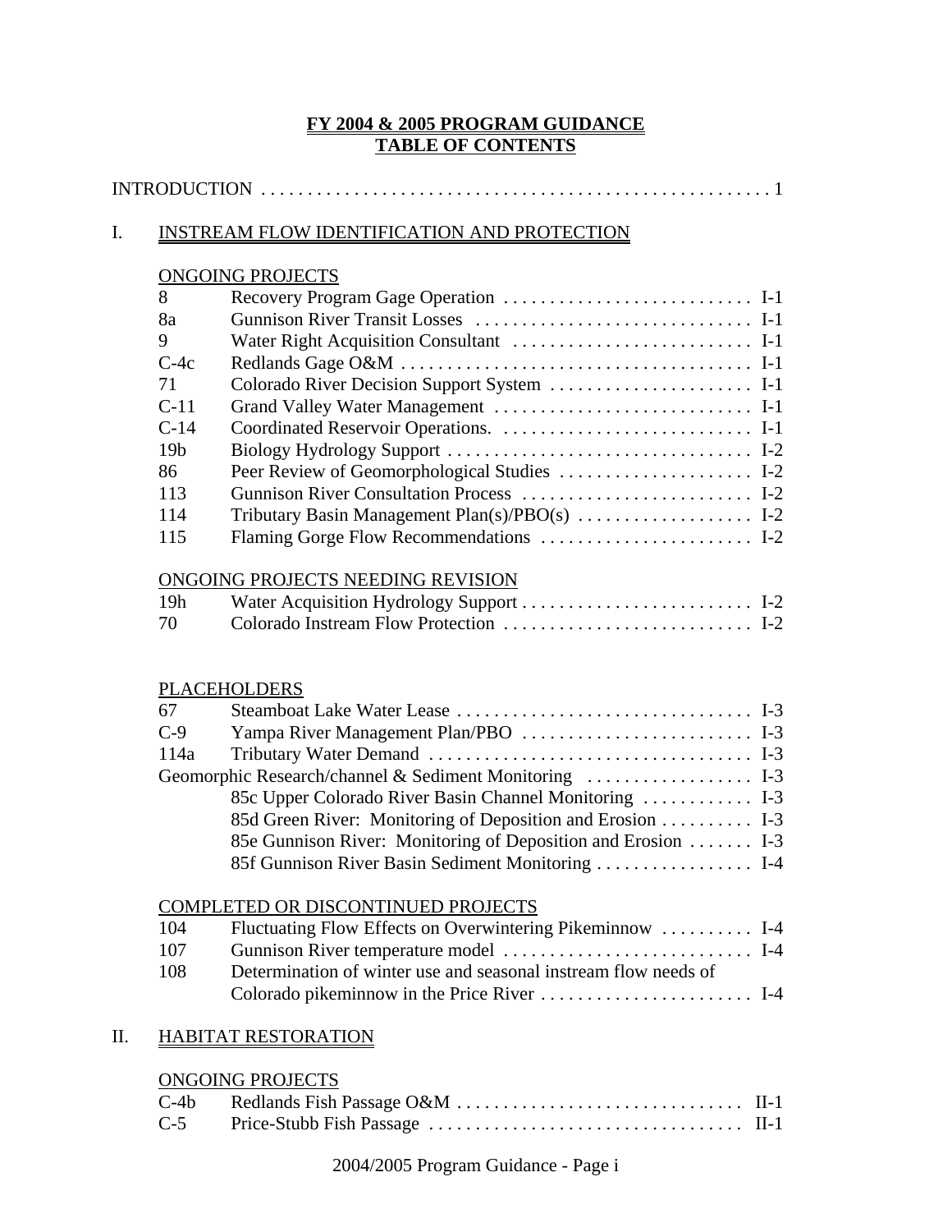# FY 2004 & 2005 PROGRAM GUIDANCE
# TABLE OF CONTENTS

INTRODUCTION . . . . . . . . . . . . . . . . . . . . . . . . . . . . . . . . . . . . . . . . . . . . . . . . . . . . . 1

## I. INSTREAM FLOW IDENTIFICATION AND PROTECTION

### ONGOING PROJECTS

| | | |
|---|---|---|
| 8 | Recovery Program Gage Operation | I-1 |
| 8a | Gunnison River Transit Losses | I-1 |
| 9 | Water Right Acquisition Consultant | I-1 |
| C-4c | Redlands Gage O&M | I-1 |
| 71 | Colorado River Decision Support System | I-1 |
| C-11 | Grand Valley Water Management | I-1 |
| C-14 | Coordinated Reservoir Operations. | I-1 |
| 19b | Biology Hydrology Support | I-2 |
| 86 | Peer Review of Geomorphological Studies | I-2 |
| 113 | Gunnison River Consultation Process | I-2 |
| 114 | Tributary Basin Management Plan(s)/PBO(s) | I-2 |
| 115 | Flaming Gorge Flow Recommendations | I-2 |

### ONGOING PROJECTS NEEDING REVISION

| | | |
|---|---|---|
| 19h | Water Acquisition Hydrology Support | I-2 |
| 70 | Colorado Instream Flow Protection | I-2 |

### PLACEHOLDERS

| | | |
|---|---|---|
| 67 | Steamboat Lake Water Lease | I-3 |
| C-9 | Yampa River Management Plan/PBO | I-3 |
| 114a | Tributary Water Demand | I-3 |
| Geomorphic Research/channel & Sediment Monitoring | | I-3 |
| | 85c Upper Colorado River Basin Channel Monitoring | I-3 |
| | 85d Green River: Monitoring of Deposition and Erosion | I-3 |
| | 85e Gunnison River: Monitoring of Deposition and Erosion | I-3 |
| | 85f Gunnison River Basin Sediment Monitoring | I-4 |

### COMPLETED OR DISCONTINUED PROJECTS

| | | |
|---|---|---|
| 104 | Fluctuating Flow Effects on Overwintering Pikeminnow | I-4 |
| 107 | Gunnison River temperature model | I-4 |
| 108 | Determination of winter use and seasonal instream flow needs of Colorado pikeminnow in the Price River | I-4 |

## II. HABITAT RESTORATION

### ONGOING PROJECTS

| | | |
|---|---|---|
| C-4b | Redlands Fish Passage O&M | II-1 |
| C-5 | Price-Stubb Fish Passage | II-1 |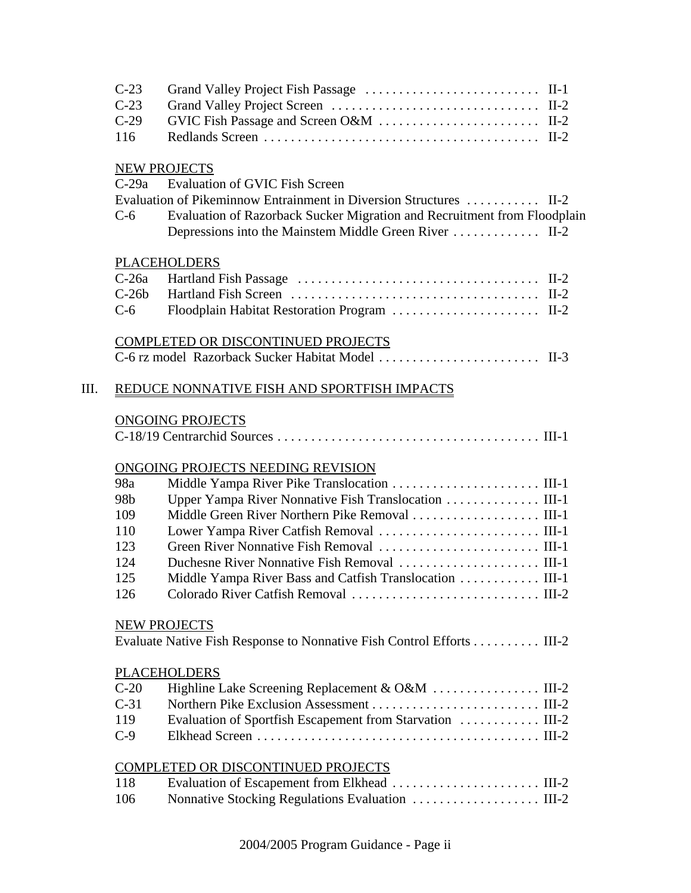C-23 Grand Valley Project Fish Passage .......................... II-1
C-23 Grand Valley Project Screen ............................... II-2
C-29 GVIC Fish Passage and Screen O&M ........................ II-2
116 Redlands Screen ......................................... II-2

NEW PROJECTS

C-29a Evaluation of GVIC Fish Screen

Evaluation of Pikeminnow Entrainment in Diversion Structures ........... II-2

C-6 Evaluation of Razorback Sucker Migration and Recruitment from Floodplain Depressions into the Mainstem Middle Green River ............. II-2

PLACEHOLDERS

C-26a Hartland Fish Passage .................................... II-2
C-26b Hartland Fish Screen ..................................... II-2
C-6 Floodplain Habitat Restoration Program ...................... II-2

COMPLETED OR DISCONTINUED PROJECTS

C-6 rz model Razorback Sucker Habitat Model ........................ II-3

III. REDUCE NONNATIVE FISH AND SPORTFISH IMPACTS

ONGOING PROJECTS

C-18/19 Centrarchid Sources ....................................... III-1

ONGOING PROJECTS NEEDING REVISION

98a Middle Yampa River Pike Translocation ...................... III-1
98b Upper Yampa River Nonnative Fish Translocation .............. III-1
109 Middle Green River Northern Pike Removal ................... III-1
110 Lower Yampa River Catfish Removal ........................ III-1
123 Green River Nonnative Fish Removal ........................ III-1
124 Duchesne River Nonnative Fish Removal ..................... III-1
125 Middle Yampa River Bass and Catfish Translocation ............ III-1
126 Colorado River Catfish Removal ............................ III-2

NEW PROJECTS

Evaluate Native Fish Response to Nonnative Fish Control Efforts .......... III-2

PLACEHOLDERS

C-20 Highline Lake Screening Replacement & O&M ................ III-2
C-31 Northern Pike Exclusion Assessment ......................... III-2
119 Evaluation of Sportfish Escapement from Starvation ............ III-2
C-9 Elkhead Screen .......................................... III-2

COMPLETED OR DISCONTINUED PROJECTS

118 Evaluation of Escapement from Elkhead ...................... III-2
106 Nonnative Stocking Regulations Evaluation ................... III-2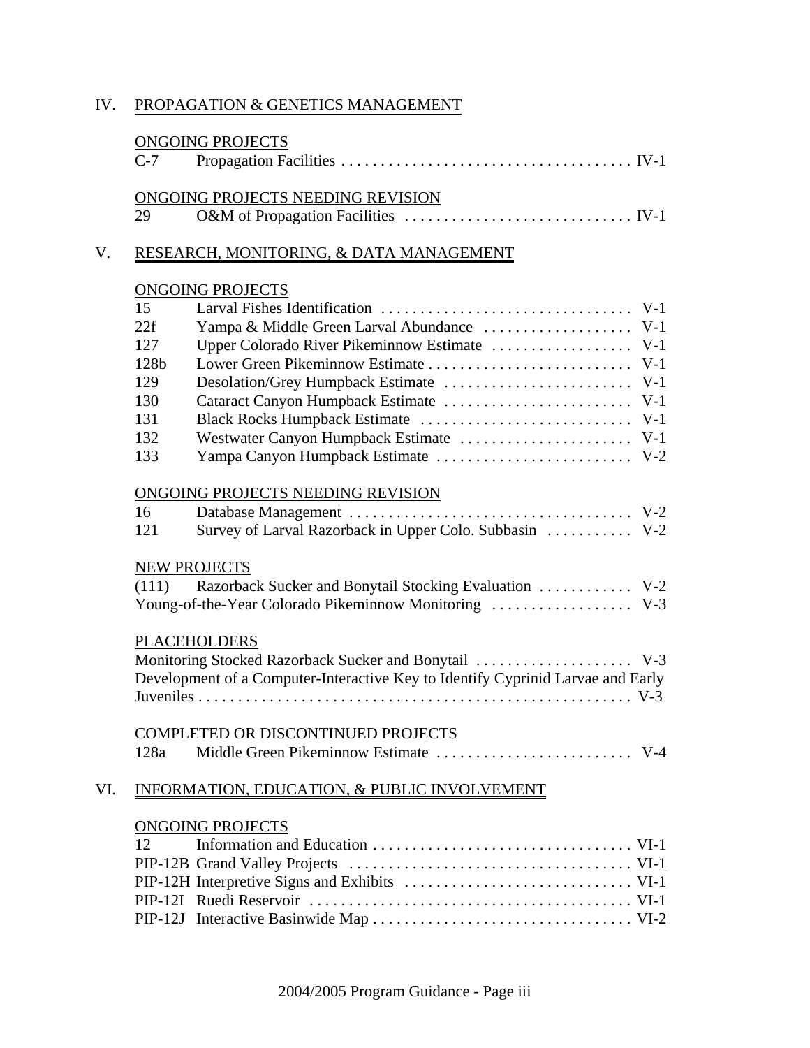## IV. PROPAGATION & GENETICS MANAGEMENT

### ONGOING PROJECTS

| | | |
|---|---|---|
| C-7 | Propagation Facilities | IV-1 |

### ONGOING PROJECTS NEEDING REVISION

| | | |
|---|---|---|
| 29 | O&M of Propagation Facilities | IV-1 |

## V. RESEARCH, MONITORING, & DATA MANAGEMENT

### ONGOING PROJECTS

| | | |
|---|---|---|
| 15 | Larval Fishes Identification | V-1 |
| 22f | Yampa & Middle Green Larval Abundance | V-1 |
| 127 | Upper Colorado River Pikeminnow Estimate | V-1 |
| 128b | Lower Green Pikeminnow Estimate | V-1 |
| 129 | Desolation/Grey Humpback Estimate | V-1 |
| 130 | Cataract Canyon Humpback Estimate | V-1 |
| 131 | Black Rocks Humpback Estimate | V-1 |
| 132 | Westwater Canyon Humpback Estimate | V-1 |
| 133 | Yampa Canyon Humpback Estimate | V-2 |

### ONGOING PROJECTS NEEDING REVISION

| | | |
|---|---|---|
| 16 | Database Management | V-2 |
| 121 | Survey of Larval Razorback in Upper Colo. Subbasin | V-2 |

### NEW PROJECTS

| | | |
|---|---|---|
| (111) | Razorback Sucker and Bonytail Stocking Evaluation | V-2 |
| | Young-of-the-Year Colorado Pikeminnow Monitoring | V-3 |

### PLACEHOLDERS

| | |
|---|---|
| Monitoring Stocked Razorback Sucker and Bonytail | V-3 |
| Development of a Computer-Interactive Key to Identify Cyprinid Larvae and Early Juveniles | V-3 |

### COMPLETED OR DISCONTINUED PROJECTS

| | | |
|---|---|---|
| 128a | Middle Green Pikeminnow Estimate | V-4 |

## VI. INFORMATION, EDUCATION, & PUBLIC INVOLVEMENT

### ONGOING PROJECTS

| | | |
|---|---|---|
| 12 | Information and Education | VI-1 |
| PIP-12B | Grand Valley Projects | VI-1 |
| PIP-12H | Interpretive Signs and Exhibits | VI-1 |
| PIP-12I | Ruedi Reservoir | VI-1 |
| PIP-12J | Interactive Basinwide Map | VI-2 |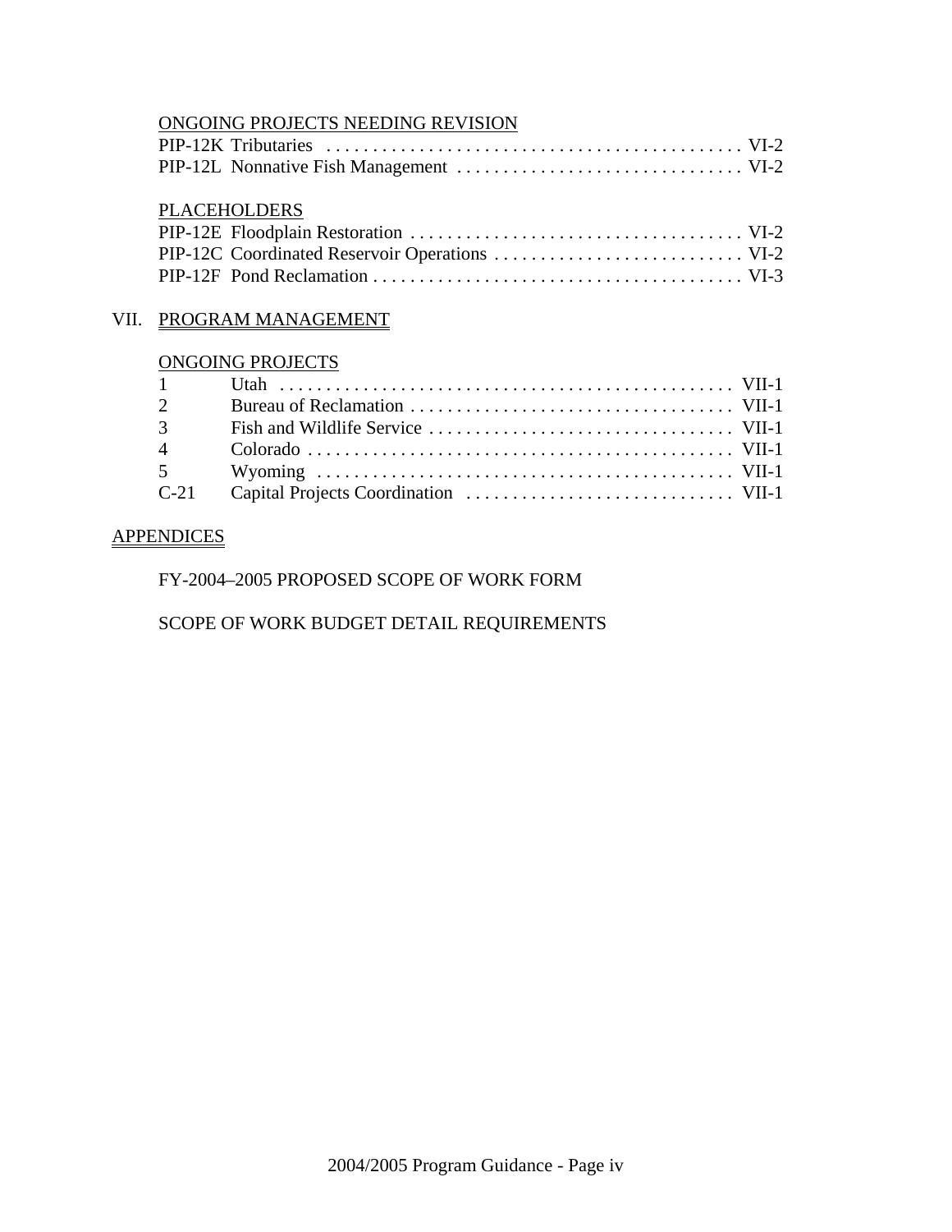ONGOING PROJECTS NEEDING REVISION

PIP-12K Tributaries . . . . . . . . . . . . . . . . . . . . . . . . . . . . . . . . . . . . . . . . . . . . VI-2
PIP-12L Nonnative Fish Management . . . . . . . . . . . . . . . . . . . . . . . . . . . . . . . VI-2

PLACEHOLDERS

PIP-12E Floodplain Restoration . . . . . . . . . . . . . . . . . . . . . . . . . . . . . . . . . . . . VI-2
PIP-12C Coordinated Reservoir Operations . . . . . . . . . . . . . . . . . . . . . . . . . . . VI-2
PIP-12F Pond Reclamation . . . . . . . . . . . . . . . . . . . . . . . . . . . . . . . . . . . . . . . . VI-3

## VII. PROGRAM MANAGEMENT

ONGOING PROJECTS

1 Utah . . . . . . . . . . . . . . . . . . . . . . . . . . . . . . . . . . . . . . . . . . . . . . . . . VII-1
2 Bureau of Reclamation . . . . . . . . . . . . . . . . . . . . . . . . . . . . . . . . . . VII-1
3 Fish and Wildlife Service . . . . . . . . . . . . . . . . . . . . . . . . . . . . . . . . VII-1
4 Colorado . . . . . . . . . . . . . . . . . . . . . . . . . . . . . . . . . . . . . . . . . . . . . . VII-1
5 Wyoming . . . . . . . . . . . . . . . . . . . . . . . . . . . . . . . . . . . . . . . . . . . . VII-1
C-21 Capital Projects Coordination . . . . . . . . . . . . . . . . . . . . . . . . . . . . VII-1

## APPENDICES

FY-2004–2005 PROPOSED SCOPE OF WORK FORM

SCOPE OF WORK BUDGET DETAIL REQUIREMENTS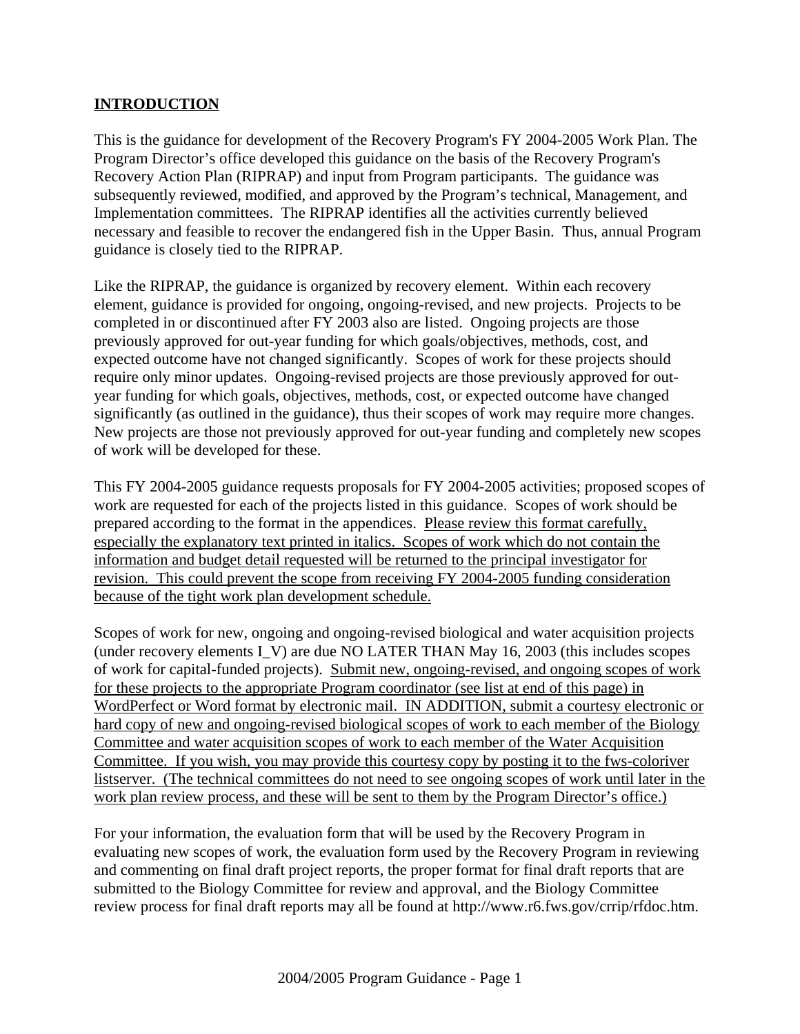## INTRODUCTION

This is the guidance for development of the Recovery Program's FY 2004-2005 Work Plan. The Program Director's office developed this guidance on the basis of the Recovery Program's Recovery Action Plan (RIPRAP) and input from Program participants. The guidance was subsequently reviewed, modified, and approved by the Program's technical, Management, and Implementation committees. The RIPRAP identifies all the activities currently believed necessary and feasible to recover the endangered fish in the Upper Basin. Thus, annual Program guidance is closely tied to the RIPRAP.

Like the RIPRAP, the guidance is organized by recovery element. Within each recovery element, guidance is provided for ongoing, ongoing-revised, and new projects. Projects to be completed in or discontinued after FY 2003 also are listed. Ongoing projects are those previously approved for out-year funding for which goals/objectives, methods, cost, and expected outcome have not changed significantly. Scopes of work for these projects should require only minor updates. Ongoing-revised projects are those previously approved for out-year funding for which goals, objectives, methods, cost, or expected outcome have changed significantly (as outlined in the guidance), thus their scopes of work may require more changes. New projects are those not previously approved for out-year funding and completely new scopes of work will be developed for these.

This FY 2004-2005 guidance requests proposals for FY 2004-2005 activities; proposed scopes of work are requested for each of the projects listed in this guidance. Scopes of work should be prepared according to the format in the appendices. <u>Please review this format carefully, especially the explanatory text printed in italics. Scopes of work which do not contain the information and budget detail requested will be returned to the principal investigator for revision. This could prevent the scope from receiving FY 2004-2005 funding consideration because of the tight work plan development schedule.</u>

Scopes of work for new, ongoing and ongoing-revised biological and water acquisition projects (under recovery elements I_V) are due NO LATER THAN May 16, 2003 (this includes scopes of work for capital-funded projects). <u>Submit new, ongoing-revised, and ongoing scopes of work for these projects to the appropriate Program coordinator (see list at end of this page) in WordPerfect or Word format by electronic mail. IN ADDITION, submit a courtesy electronic or hard copy of new and ongoing-revised biological scopes of work to each member of the Biology Committee and water acquisition scopes of work to each member of the Water Acquisition Committee. If you wish, you may provide this courtesy copy by posting it to the fws-coloriver listserver. (The technical committees do not need to see ongoing scopes of work until later in the work plan review process, and these will be sent to them by the Program Director's office.)</u>

For your information, the evaluation form that will be used by the Recovery Program in evaluating new scopes of work, the evaluation form used by the Recovery Program in reviewing and commenting on final draft project reports, the proper format for final draft reports that are submitted to the Biology Committee for review and approval, and the Biology Committee review process for final draft reports may all be found at http://www.r6.fws.gov/crrip/rfdoc.htm.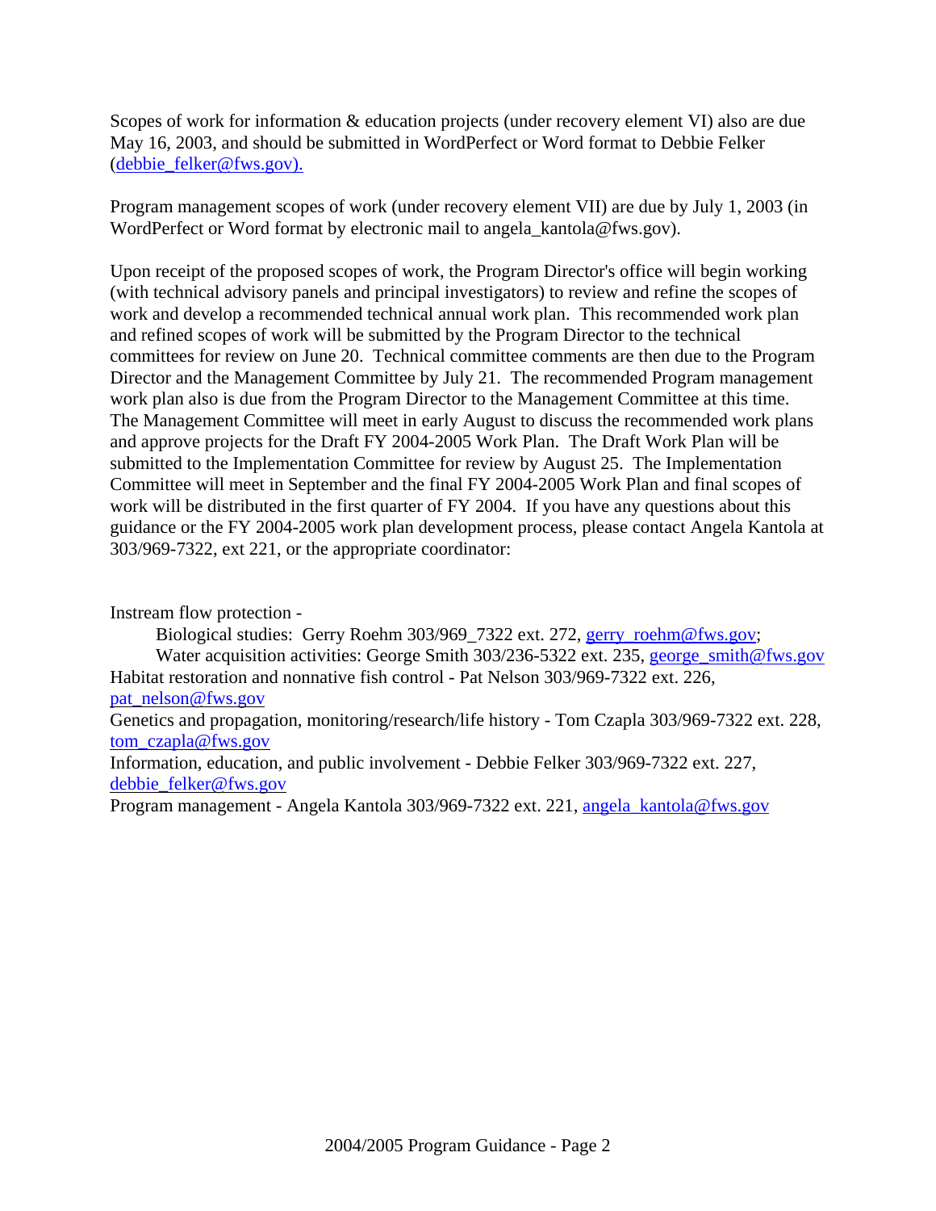Scopes of work for information & education projects (under recovery element VI) also are due May 16, 2003, and should be submitted in WordPerfect or Word format to Debbie Felker (debbie_felker@fws.gov).

Program management scopes of work (under recovery element VII) are due by July 1, 2003 (in WordPerfect or Word format by electronic mail to angela_kantola@fws.gov).

Upon receipt of the proposed scopes of work, the Program Director's office will begin working (with technical advisory panels and principal investigators) to review and refine the scopes of work and develop a recommended technical annual work plan. This recommended work plan and refined scopes of work will be submitted by the Program Director to the technical committees for review on June 20. Technical committee comments are then due to the Program Director and the Management Committee by July 21. The recommended Program management work plan also is due from the Program Director to the Management Committee at this time. The Management Committee will meet in early August to discuss the recommended work plans and approve projects for the Draft FY 2004-2005 Work Plan. The Draft Work Plan will be submitted to the Implementation Committee for review by August 25. The Implementation Committee will meet in September and the final FY 2004-2005 Work Plan and final scopes of work will be distributed in the first quarter of FY 2004. If you have any questions about this guidance or the FY 2004-2005 work plan development process, please contact Angela Kantola at 303/969-7322, ext 221, or the appropriate coordinator:

Instream flow protection -

- Biological studies: Gerry Roehm 303/969_7322 ext. 272, gerry_roehm@fws.gov;
- Water acquisition activities: George Smith 303/236-5322 ext. 235, george_smith@fws.gov

Habitat restoration and nonnative fish control - Pat Nelson 303/969-7322 ext. 226, pat_nelson@fws.gov

Genetics and propagation, monitoring/research/life history - Tom Czapla 303/969-7322 ext. 228, tom_czapla@fws.gov

Information, education, and public involvement - Debbie Felker 303/969-7322 ext. 227, debbie_felker@fws.gov

Program management - Angela Kantola 303/969-7322 ext. 221, angela_kantola@fws.gov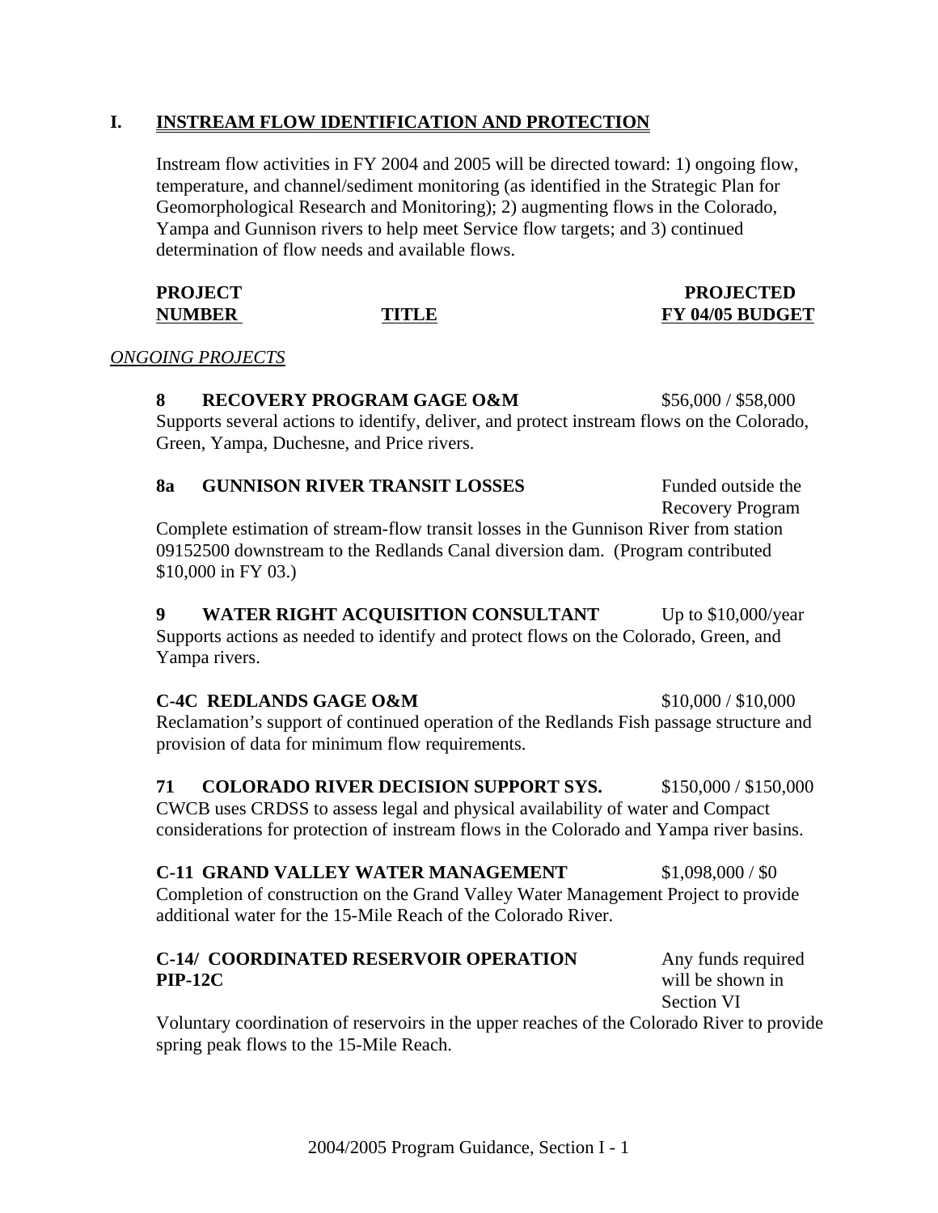# I. INSTREAM FLOW IDENTIFICATION AND PROTECTION

Instream flow activities in FY 2004 and 2005 will be directed toward: 1) ongoing flow, temperature, and channel/sediment monitoring (as identified in the Strategic Plan for Geomorphological Research and Monitoring); 2) augmenting flows in the Colorado, Yampa and Gunnison rivers to help meet Service flow targets; and 3) continued determination of flow needs and available flows.

| PROJECT NUMBER | TITLE | PROJECTED FY 04/05 BUDGET |
|---|---|---|

*ONGOING PROJECTS*

**8 RECOVERY PROGRAM GAGE O&M** — $56,000 / $58,000

Supports several actions to identify, deliver, and protect instream flows on the Colorado, Green, Yampa, Duchesne, and Price rivers.

**8a GUNNISON RIVER TRANSIT LOSSES** — Funded outside the Recovery Program

Complete estimation of stream-flow transit losses in the Gunnison River from station 09152500 downstream to the Redlands Canal diversion dam. (Program contributed $10,000 in FY 03.)

**9 WATER RIGHT ACQUISITION CONSULTANT** — Up to $10,000/year

Supports actions as needed to identify and protect flows on the Colorado, Green, and Yampa rivers.

**C-4C REDLANDS GAGE O&M** — $10,000 / $10,000

Reclamation's support of continued operation of the Redlands Fish passage structure and provision of data for minimum flow requirements.

**71 COLORADO RIVER DECISION SUPPORT SYS.** — $150,000 / $150,000

CWCB uses CRDSS to assess legal and physical availability of water and Compact considerations for protection of instream flows in the Colorado and Yampa river basins.

**C-11 GRAND VALLEY WATER MANAGEMENT** — $1,098,000 / $0

Completion of construction on the Grand Valley Water Management Project to provide additional water for the 15-Mile Reach of the Colorado River.

**C-14/ PIP-12C COORDINATED RESERVOIR OPERATION** — Any funds required will be shown in Section VI

Voluntary coordination of reservoirs in the upper reaches of the Colorado River to provide spring peak flows to the 15-Mile Reach.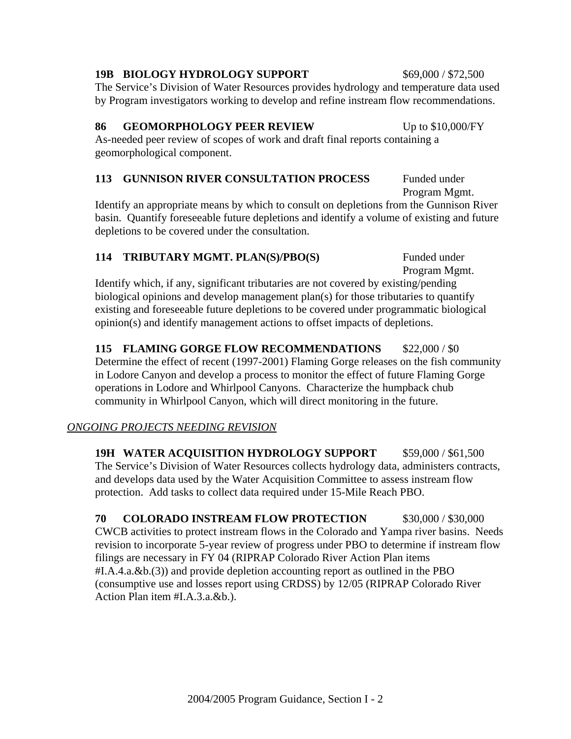**19B BIOLOGY HYDROLOGY SUPPORT** $69,000 / $72,500

The Service's Division of Water Resources provides hydrology and temperature data used by Program investigators working to develop and refine instream flow recommendations.

**86 GEOMORPHOLOGY PEER REVIEW** Up to $10,000/FY

As-needed peer review of scopes of work and draft final reports containing a geomorphological component.

**113 GUNNISON RIVER CONSULTATION PROCESS** Funded under Program Mgmt.

Identify an appropriate means by which to consult on depletions from the Gunnison River basin. Quantify foreseeable future depletions and identify a volume of existing and future depletions to be covered under the consultation.

**114 TRIBUTARY MGMT. PLAN(S)/PBO(S)** Funded under Program Mgmt.

Identify which, if any, significant tributaries are not covered by existing/pending biological opinions and develop management plan(s) for those tributaries to quantify existing and foreseeable future depletions to be covered under programmatic biological opinion(s) and identify management actions to offset impacts of depletions.

**115 FLAMING GORGE FLOW RECOMMENDATIONS** $22,000 / $0

Determine the effect of recent (1997-2001) Flaming Gorge releases on the fish community in Lodore Canyon and develop a process to monitor the effect of future Flaming Gorge operations in Lodore and Whirlpool Canyons. Characterize the humpback chub community in Whirlpool Canyon, which will direct monitoring in the future.

*ONGOING PROJECTS NEEDING REVISION*

**19H WATER ACQUISITION HYDROLOGY SUPPORT** $59,000 / $61,500

The Service's Division of Water Resources collects hydrology data, administers contracts, and develops data used by the Water Acquisition Committee to assess instream flow protection. Add tasks to collect data required under 15-Mile Reach PBO.

**70 COLORADO INSTREAM FLOW PROTECTION** $30,000 / $30,000

CWCB activities to protect instream flows in the Colorado and Yampa river basins. Needs revision to incorporate 5-year review of progress under PBO to determine if instream flow filings are necessary in FY 04 (RIPRAP Colorado River Action Plan items #I.A.4.a.&b.(3)) and provide depletion accounting report as outlined in the PBO (consumptive use and losses report using CRDSS) by 12/05 (RIPRAP Colorado River Action Plan item #I.A.3.a.&b.).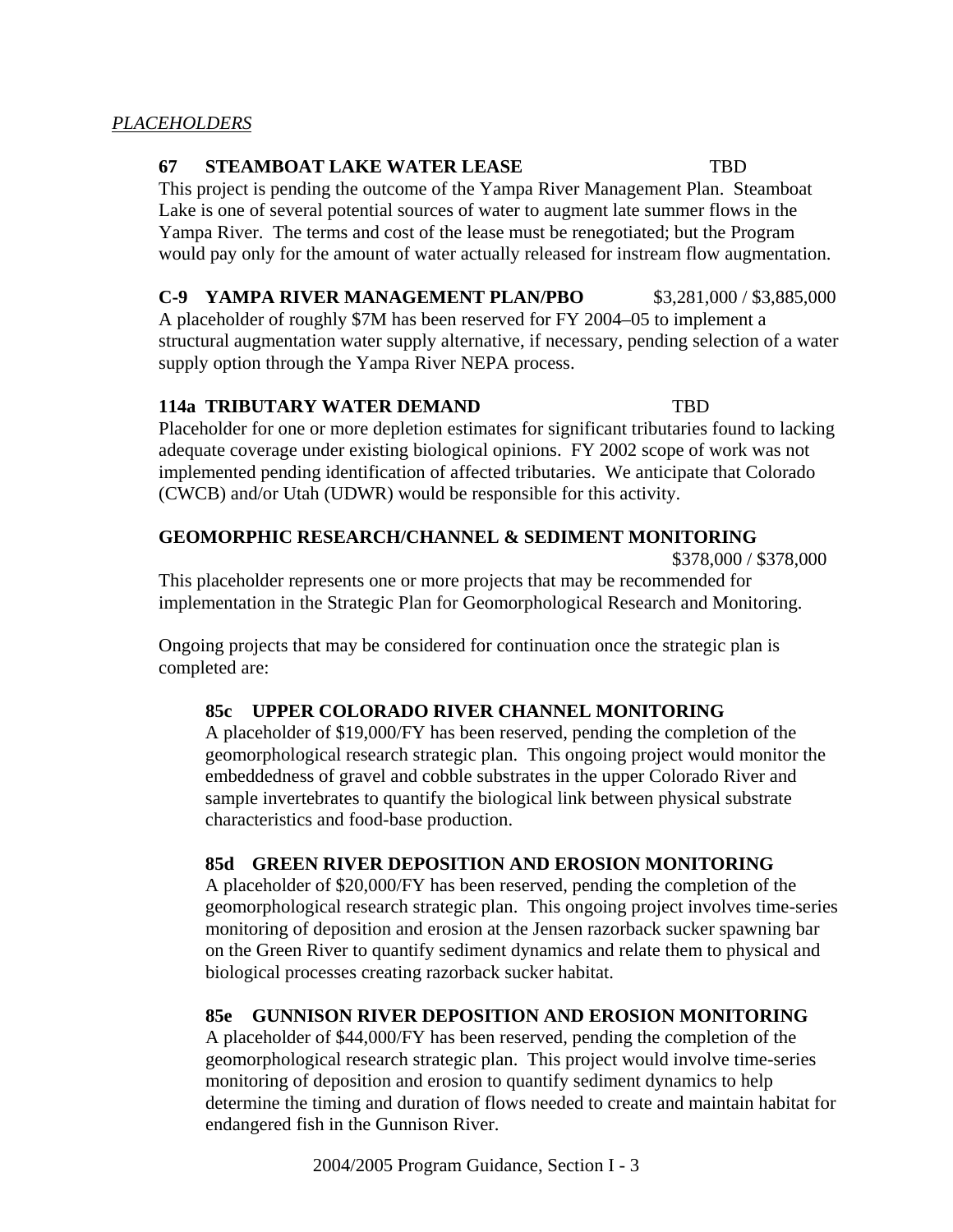*PLACEHOLDERS*

**67 STEAMBOAT LAKE WATER LEASE** TBD

This project is pending the outcome of the Yampa River Management Plan. Steamboat Lake is one of several potential sources of water to augment late summer flows in the Yampa River. The terms and cost of the lease must be renegotiated; but the Program would pay only for the amount of water actually released for instream flow augmentation.

**C-9 YAMPA RIVER MANAGEMENT PLAN/PBO** $3,281,000 / $3,885,000

A placeholder of roughly $7M has been reserved for FY 2004–05 to implement a structural augmentation water supply alternative, if necessary, pending selection of a water supply option through the Yampa River NEPA process.

**114a TRIBUTARY WATER DEMAND** TBD

Placeholder for one or more depletion estimates for significant tributaries found to lacking adequate coverage under existing biological opinions. FY 2002 scope of work was not implemented pending identification of affected tributaries. We anticipate that Colorado (CWCB) and/or Utah (UDWR) would be responsible for this activity.

**GEOMORPHIC RESEARCH/CHANNEL & SEDIMENT MONITORING**

$378,000 / $378,000

This placeholder represents one or more projects that may be recommended for implementation in the Strategic Plan for Geomorphological Research and Monitoring.

Ongoing projects that may be considered for continuation once the strategic plan is completed are:

**85c UPPER COLORADO RIVER CHANNEL MONITORING**

A placeholder of $19,000/FY has been reserved, pending the completion of the geomorphological research strategic plan. This ongoing project would monitor the embeddedness of gravel and cobble substrates in the upper Colorado River and sample invertebrates to quantify the biological link between physical substrate characteristics and food-base production.

**85d GREEN RIVER DEPOSITION AND EROSION MONITORING**

A placeholder of $20,000/FY has been reserved, pending the completion of the geomorphological research strategic plan. This ongoing project involves time-series monitoring of deposition and erosion at the Jensen razorback sucker spawning bar on the Green River to quantify sediment dynamics and relate them to physical and biological processes creating razorback sucker habitat.

**85e GUNNISON RIVER DEPOSITION AND EROSION MONITORING**

A placeholder of $44,000/FY has been reserved, pending the completion of the geomorphological research strategic plan. This project would involve time-series monitoring of deposition and erosion to quantify sediment dynamics to help determine the timing and duration of flows needed to create and maintain habitat for endangered fish in the Gunnison River.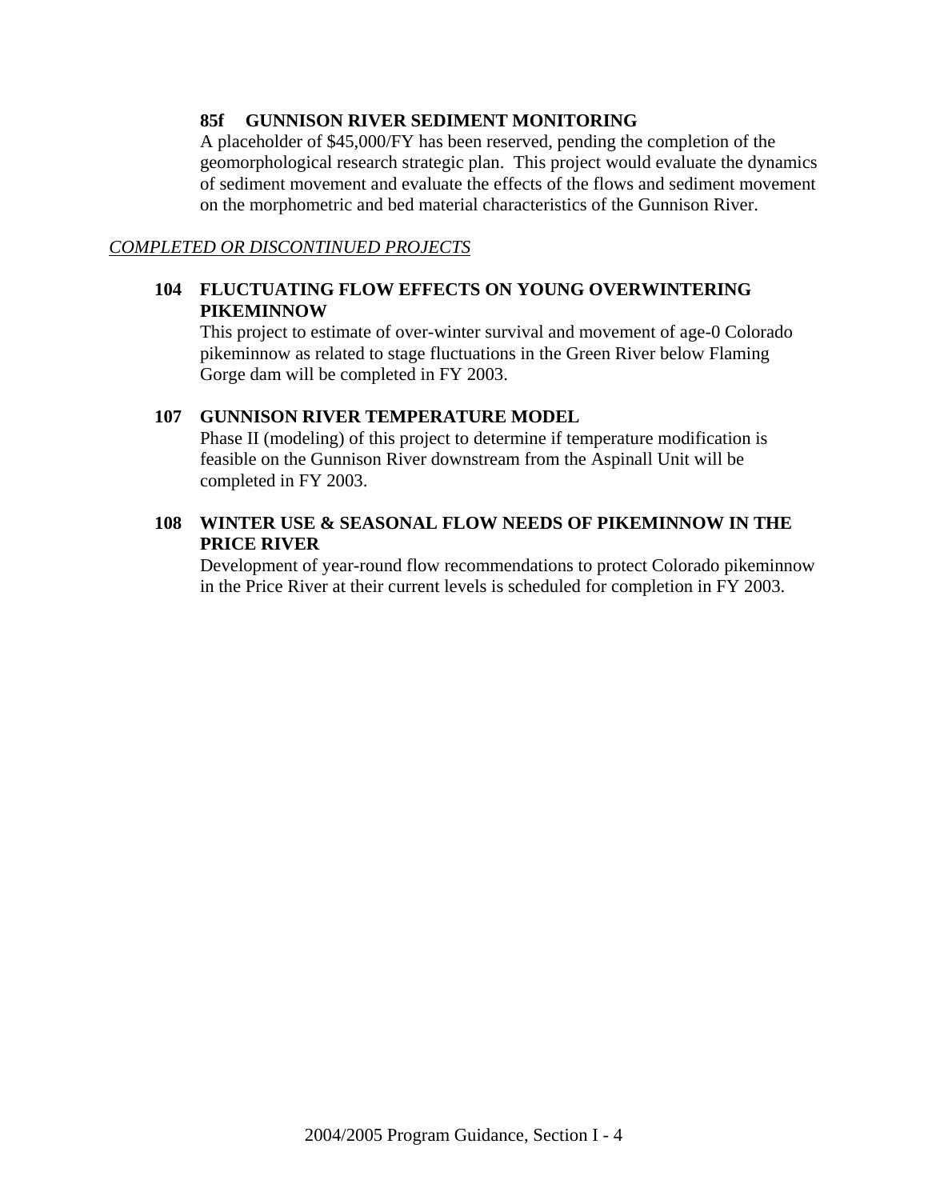### 85f GUNNISON RIVER SEDIMENT MONITORING

A placeholder of $45,000/FY has been reserved, pending the completion of the geomorphological research strategic plan. This project would evaluate the dynamics of sediment movement and evaluate the effects of the flows and sediment movement on the morphometric and bed material characteristics of the Gunnison River.

*COMPLETED OR DISCONTINUED PROJECTS*

### 104 FLUCTUATING FLOW EFFECTS ON YOUNG OVERWINTERING PIKEMINNOW

This project to estimate of over-winter survival and movement of age-0 Colorado pikeminnow as related to stage fluctuations in the Green River below Flaming Gorge dam will be completed in FY 2003.

### 107 GUNNISON RIVER TEMPERATURE MODEL

Phase II (modeling) of this project to determine if temperature modification is feasible on the Gunnison River downstream from the Aspinall Unit will be completed in FY 2003.

### 108 WINTER USE & SEASONAL FLOW NEEDS OF PIKEMINNOW IN THE PRICE RIVER

Development of year-round flow recommendations to protect Colorado pikeminnow in the Price River at their current levels is scheduled for completion in FY 2003.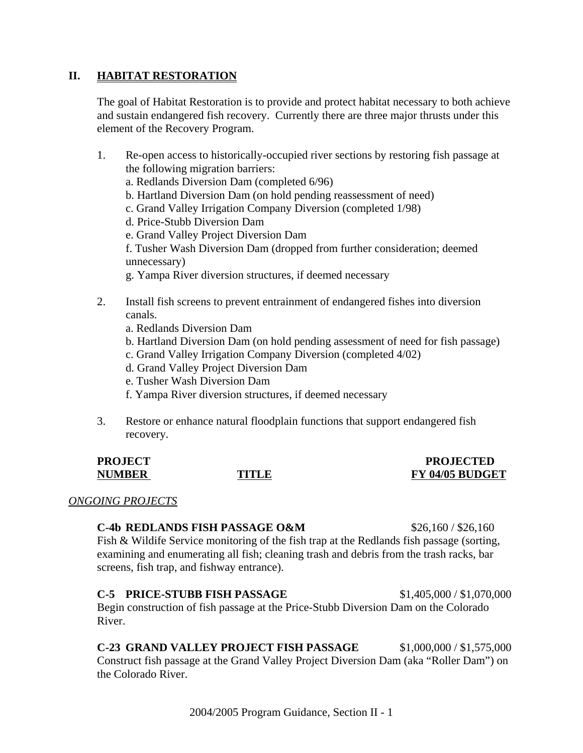## II. HABITAT RESTORATION

The goal of Habitat Restoration is to provide and protect habitat necessary to both achieve and sustain endangered fish recovery. Currently there are three major thrusts under this element of the Recovery Program.

1. Re-open access to historically-occupied river sections by restoring fish passage at the following migration barriers:
   a. Redlands Diversion Dam (completed 6/96)
   b. Hartland Diversion Dam (on hold pending reassessment of need)
   c. Grand Valley Irrigation Company Diversion (completed 1/98)
   d. Price-Stubb Diversion Dam
   e. Grand Valley Project Diversion Dam
   f. Tusher Wash Diversion Dam (dropped from further consideration; deemed unnecessary)
   g. Yampa River diversion structures, if deemed necessary

2. Install fish screens to prevent entrainment of endangered fishes into diversion canals.
   a. Redlands Diversion Dam
   b. Hartland Diversion Dam (on hold pending assessment of need for fish passage)
   c. Grand Valley Irrigation Company Diversion (completed 4/02)
   d. Grand Valley Project Diversion Dam
   e. Tusher Wash Diversion Dam
   f. Yampa River diversion structures, if deemed necessary

3. Restore or enhance natural floodplain functions that support endangered fish recovery.

| PROJECT NUMBER | TITLE | PROJECTED FY 04/05 BUDGET |
|---|---|---|

*ONGOING PROJECTS*

**C-4b REDLANDS FISH PASSAGE O&M** $26,160 / $26,160
Fish & Wildife Service monitoring of the fish trap at the Redlands fish passage (sorting, examining and enumerating all fish; cleaning trash and debris from the trash racks, bar screens, fish trap, and fishway entrance).

**C-5 PRICE-STUBB FISH PASSAGE** $1,405,000 / $1,070,000
Begin construction of fish passage at the Price-Stubb Diversion Dam on the Colorado River.

**C-23 GRAND VALLEY PROJECT FISH PASSAGE** $1,000,000 / $1,575,000
Construct fish passage at the Grand Valley Project Diversion Dam (aka "Roller Dam") on the Colorado River.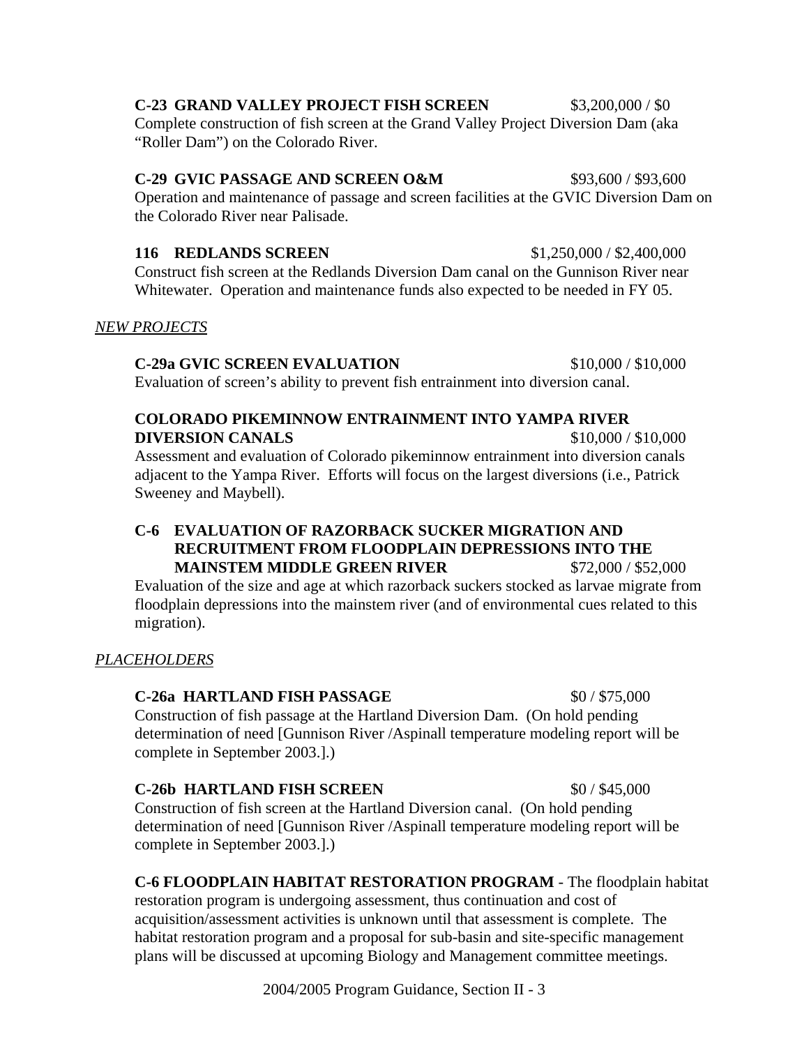**C-23 GRAND VALLEY PROJECT FISH SCREEN** $3,200,000 / $0

Complete construction of fish screen at the Grand Valley Project Diversion Dam (aka "Roller Dam") on the Colorado River.

**C-29 GVIC PASSAGE AND SCREEN O&M** $93,600 / $93,600

Operation and maintenance of passage and screen facilities at the GVIC Diversion Dam on the Colorado River near Palisade.

**116 REDLANDS SCREEN** $1,250,000 / $2,400,000

Construct fish screen at the Redlands Diversion Dam canal on the Gunnison River near Whitewater. Operation and maintenance funds also expected to be needed in FY 05.

*NEW PROJECTS*

**C-29a GVIC SCREEN EVALUATION** $10,000 / $10,000

Evaluation of screen's ability to prevent fish entrainment into diversion canal.

**COLORADO PIKEMINNOW ENTRAINMENT INTO YAMPA RIVER DIVERSION CANALS** $10,000 / $10,000

Assessment and evaluation of Colorado pikeminnow entrainment into diversion canals adjacent to the Yampa River. Efforts will focus on the largest diversions (i.e., Patrick Sweeney and Maybell).

**C-6 EVALUATION OF RAZORBACK SUCKER MIGRATION AND RECRUITMENT FROM FLOODPLAIN DEPRESSIONS INTO THE MAINSTEM MIDDLE GREEN RIVER** $72,000 / $52,000

Evaluation of the size and age at which razorback suckers stocked as larvae migrate from floodplain depressions into the mainstem river (and of environmental cues related to this migration).

*PLACEHOLDERS*

**C-26a HARTLAND FISH PASSAGE** $0 / $75,000

Construction of fish passage at the Hartland Diversion Dam. (On hold pending determination of need [Gunnison River /Aspinall temperature modeling report will be complete in September 2003.].)

**C-26b HARTLAND FISH SCREEN** $0 / $45,000

Construction of fish screen at the Hartland Diversion canal. (On hold pending determination of need [Gunnison River /Aspinall temperature modeling report will be complete in September 2003.].)

**C-6 FLOODPLAIN HABITAT RESTORATION PROGRAM** - The floodplain habitat restoration program is undergoing assessment, thus continuation and cost of acquisition/assessment activities is unknown until that assessment is complete. The habitat restoration program and a proposal for sub-basin and site-specific management plans will be discussed at upcoming Biology and Management committee meetings.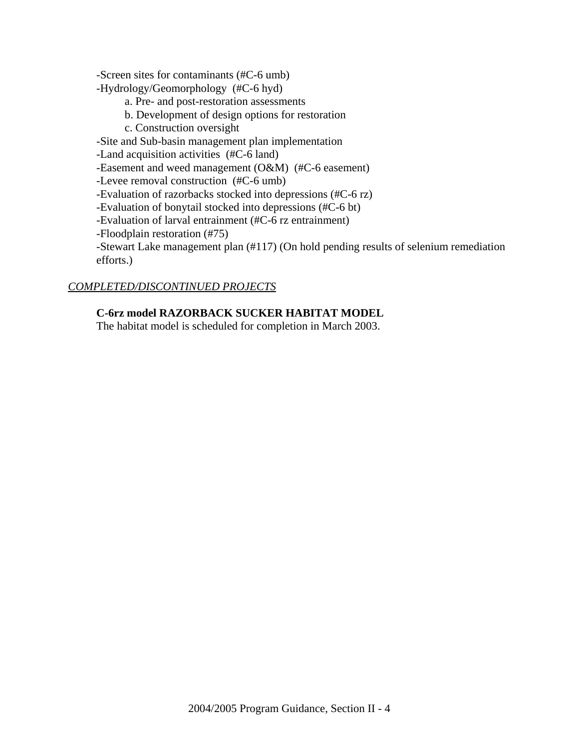-Screen sites for contaminants (#C-6 umb)

-Hydrology/Geomorphology (#C-6 hyd)

  a. Pre- and post-restoration assessments

  b. Development of design options for restoration

  c. Construction oversight

-Site and Sub-basin management plan implementation

-Land acquisition activities (#C-6 land)

-Easement and weed management (O&M) (#C-6 easement)

-Levee removal construction (#C-6 umb)

-Evaluation of razorbacks stocked into depressions (#C-6 rz)

-Evaluation of bonytail stocked into depressions (#C-6 bt)

-Evaluation of larval entrainment (#C-6 rz entrainment)

-Floodplain restoration (#75)

-Stewart Lake management plan (#117) (On hold pending results of selenium remediation efforts.)

*COMPLETED/DISCONTINUED PROJECTS*

**C-6rz model RAZORBACK SUCKER HABITAT MODEL**

The habitat model is scheduled for completion in March 2003.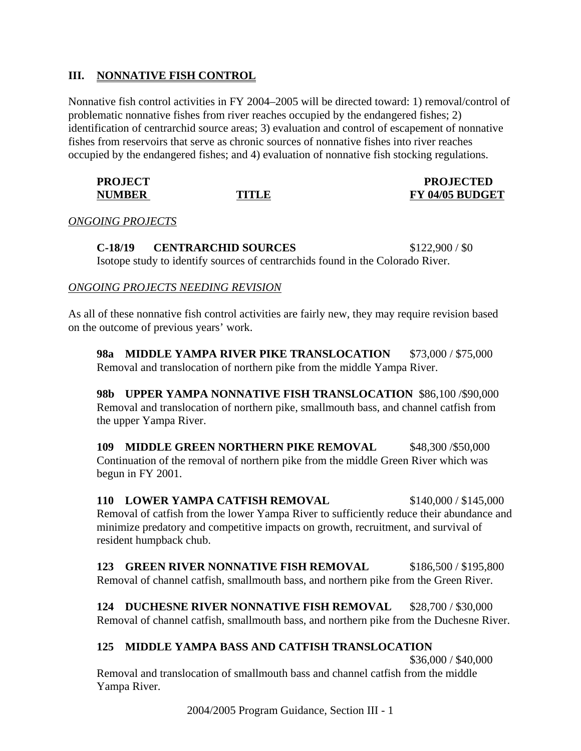## III. NONNATIVE FISH CONTROL

Nonnative fish control activities in FY 2004–2005 will be directed toward: 1) removal/control of problematic nonnative fishes from river reaches occupied by the endangered fishes; 2) identification of centrarchid source areas; 3) evaluation and control of escapement of nonnative fishes from reservoirs that serve as chronic sources of nonnative fishes into river reaches occupied by the endangered fishes; and 4) evaluation of nonnative fish stocking regulations.

| PROJECT NUMBER | TITLE | PROJECTED FY 04/05 BUDGET |
|---|---|---|

*ONGOING PROJECTS*

**C-18/19 CENTRARCHID SOURCES** $122,900 / $0
Isotope study to identify sources of centrarchids found in the Colorado River.

*ONGOING PROJECTS NEEDING REVISION*

As all of these nonnative fish control activities are fairly new, they may require revision based on the outcome of previous years' work.

**98a MIDDLE YAMPA RIVER PIKE TRANSLOCATION** $73,000 / $75,000
Removal and translocation of northern pike from the middle Yampa River.

**98b UPPER YAMPA NONNATIVE FISH TRANSLOCATION** $86,100 /$90,000
Removal and translocation of northern pike, smallmouth bass, and channel catfish from the upper Yampa River.

**109 MIDDLE GREEN NORTHERN PIKE REMOVAL** $48,300 /$50,000
Continuation of the removal of northern pike from the middle Green River which was begun in FY 2001.

**110 LOWER YAMPA CATFISH REMOVAL** $140,000 / $145,000
Removal of catfish from the lower Yampa River to sufficiently reduce their abundance and minimize predatory and competitive impacts on growth, recruitment, and survival of resident humpback chub.

**123 GREEN RIVER NONNATIVE FISH REMOVAL** $186,500 / $195,800
Removal of channel catfish, smallmouth bass, and northern pike from the Green River.

**124 DUCHESNE RIVER NONNATIVE FISH REMOVAL** $28,700 / $30,000
Removal of channel catfish, smallmouth bass, and northern pike from the Duchesne River.

**125 MIDDLE YAMPA BASS AND CATFISH TRANSLOCATION** $36,000 / $40,000
Removal and translocation of smallmouth bass and channel catfish from the middle Yampa River.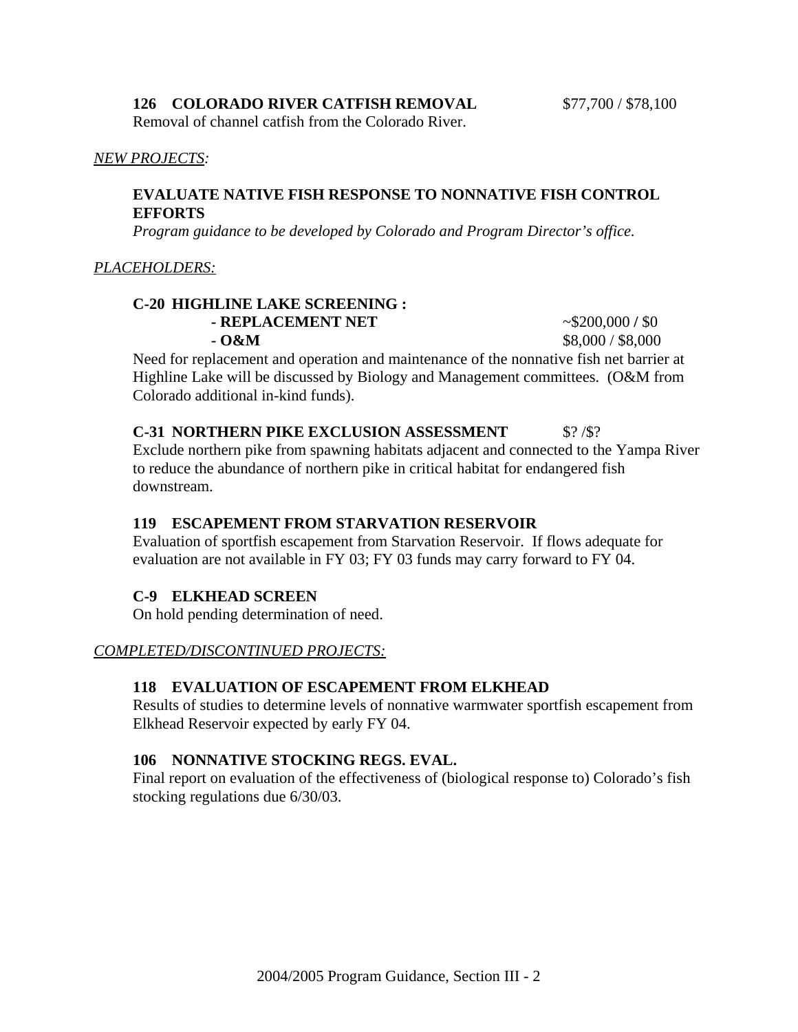**126 COLORADO RIVER CATFISH REMOVAL** $77,700 / $78,100

Removal of channel catfish from the Colorado River.

*NEW PROJECTS:*

**EVALUATE NATIVE FISH RESPONSE TO NONNATIVE FISH CONTROL EFFORTS**

*Program guidance to be developed by Colorado and Program Director's office.*

*PLACEHOLDERS:*

**C-20 HIGHLINE LAKE SCREENING :**

- **REPLACEMENT NET** ~$200,000 / $0
- **O&M** $8,000 / $8,000

Need for replacement and operation and maintenance of the nonnative fish net barrier at Highline Lake will be discussed by Biology and Management committees. (O&M from Colorado additional in-kind funds).

**C-31 NORTHERN PIKE EXCLUSION ASSESSMENT** $? /$?

Exclude northern pike from spawning habitats adjacent and connected to the Yampa River to reduce the abundance of northern pike in critical habitat for endangered fish downstream.

**119 ESCAPEMENT FROM STARVATION RESERVOIR**

Evaluation of sportfish escapement from Starvation Reservoir. If flows adequate for evaluation are not available in FY 03; FY 03 funds may carry forward to FY 04.

**C-9 ELKHEAD SCREEN**

On hold pending determination of need.

*COMPLETED/DISCONTINUED PROJECTS:*

**118 EVALUATION OF ESCAPEMENT FROM ELKHEAD**

Results of studies to determine levels of nonnative warmwater sportfish escapement from Elkhead Reservoir expected by early FY 04.

**106 NONNATIVE STOCKING REGS. EVAL.**

Final report on evaluation of the effectiveness of (biological response to) Colorado's fish stocking regulations due 6/30/03.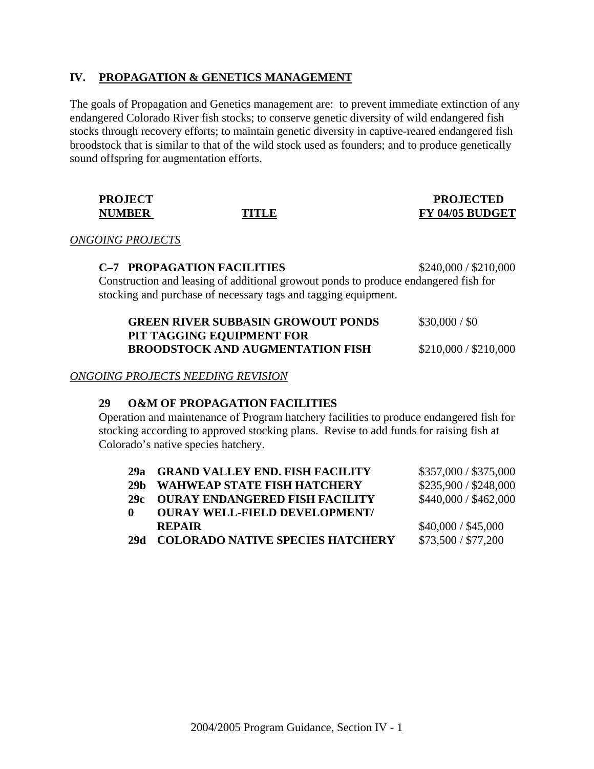## IV. PROPAGATION & GENETICS MANAGEMENT

The goals of Propagation and Genetics management are: to prevent immediate extinction of any endangered Colorado River fish stocks; to conserve genetic diversity of wild endangered fish stocks through recovery efforts; to maintain genetic diversity in captive-reared endangered fish broodstock that is similar to that of the wild stock used as founders; and to produce genetically sound offspring for augmentation efforts.

| PROJECT NUMBER | TITLE | PROJECTED FY 04/05 BUDGET |
|---|---|---|

*ONGOING PROJECTS*

**C–7 PROPAGATION FACILITIES** — $240,000 / $210,000

Construction and leasing of additional growout ponds to produce endangered fish for stocking and purchase of necessary tags and tagging equipment.

| | |
|---|---|
| **GREEN RIVER SUBBASIN GROWOUT PONDS** | $30,000 / $0 |
| **PIT TAGGING EQUIPMENT FOR BROODSTOCK AND AUGMENTATION FISH** | $210,000 / $210,000 |

*ONGOING PROJECTS NEEDING REVISION*

**29 O&M OF PROPAGATION FACILITIES**

Operation and maintenance of Program hatchery facilities to produce endangered fish for stocking according to approved stocking plans. Revise to add funds for raising fish at Colorado's native species hatchery.

| | | |
|---|---|---|
| **29a** | **GRAND VALLEY END. FISH FACILITY** | $357,000 / $375,000 |
| **29b** | **WAHWEAP STATE FISH HATCHERY** | $235,900 / $248,000 |
| **29c** | **OURAY ENDANGERED FISH FACILITY** | $440,000 / $462,000 |
| **0** | **OURAY WELL-FIELD DEVELOPMENT/ REPAIR** | $40,000 / $45,000 |
| **29d** | **COLORADO NATIVE SPECIES HATCHERY** | $73,500 / $77,200 |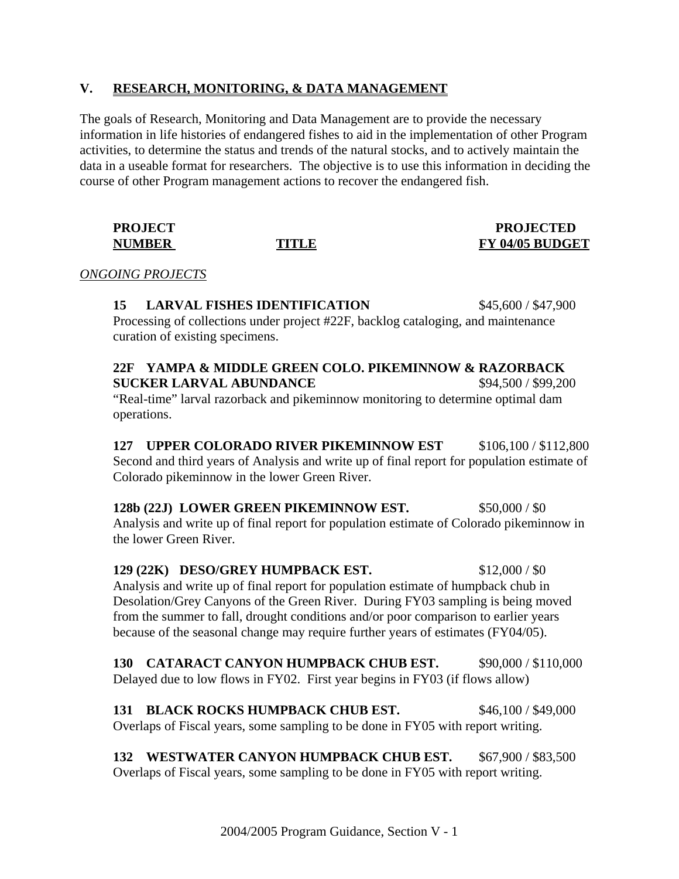## V. RESEARCH, MONITORING, & DATA MANAGEMENT

The goals of Research, Monitoring and Data Management are to provide the necessary information in life histories of endangered fishes to aid in the implementation of other Program activities, to determine the status and trends of the natural stocks, and to actively maintain the data in a useable format for researchers. The objective is to use this information in deciding the course of other Program management actions to recover the endangered fish.

| PROJECT NUMBER | TITLE | PROJECTED FY 04/05 BUDGET |
|---|---|---|

*ONGOING PROJECTS*

**15 LARVAL FISHES IDENTIFICATION** $45,600 / $47,900
Processing of collections under project #22F, backlog cataloging, and maintenance curation of existing specimens.

**22F YAMPA & MIDDLE GREEN COLO. PIKEMINNOW & RAZORBACK SUCKER LARVAL ABUNDANCE** $94,500 / $99,200
"Real-time" larval razorback and pikeminnow monitoring to determine optimal dam operations.

**127 UPPER COLORADO RIVER PIKEMINNOW EST** $106,100 / $112,800
Second and third years of Analysis and write up of final report for population estimate of Colorado pikeminnow in the lower Green River.

**128b (22J) LOWER GREEN PIKEMINNOW EST.** $50,000 / $0
Analysis and write up of final report for population estimate of Colorado pikeminnow in the lower Green River.

**129 (22K) DESO/GREY HUMPBACK EST.** $12,000 / $0
Analysis and write up of final report for population estimate of humpback chub in Desolation/Grey Canyons of the Green River. During FY03 sampling is being moved from the summer to fall, drought conditions and/or poor comparison to earlier years because of the seasonal change may require further years of estimates (FY04/05).

**130 CATARACT CANYON HUMPBACK CHUB EST.** $90,000 / $110,000
Delayed due to low flows in FY02. First year begins in FY03 (if flows allow)

**131 BLACK ROCKS HUMPBACK CHUB EST.** $46,100 / $49,000
Overlaps of Fiscal years, some sampling to be done in FY05 with report writing.

**132 WESTWATER CANYON HUMPBACK CHUB EST.** $67,900 / $83,500
Overlaps of Fiscal years, some sampling to be done in FY05 with report writing.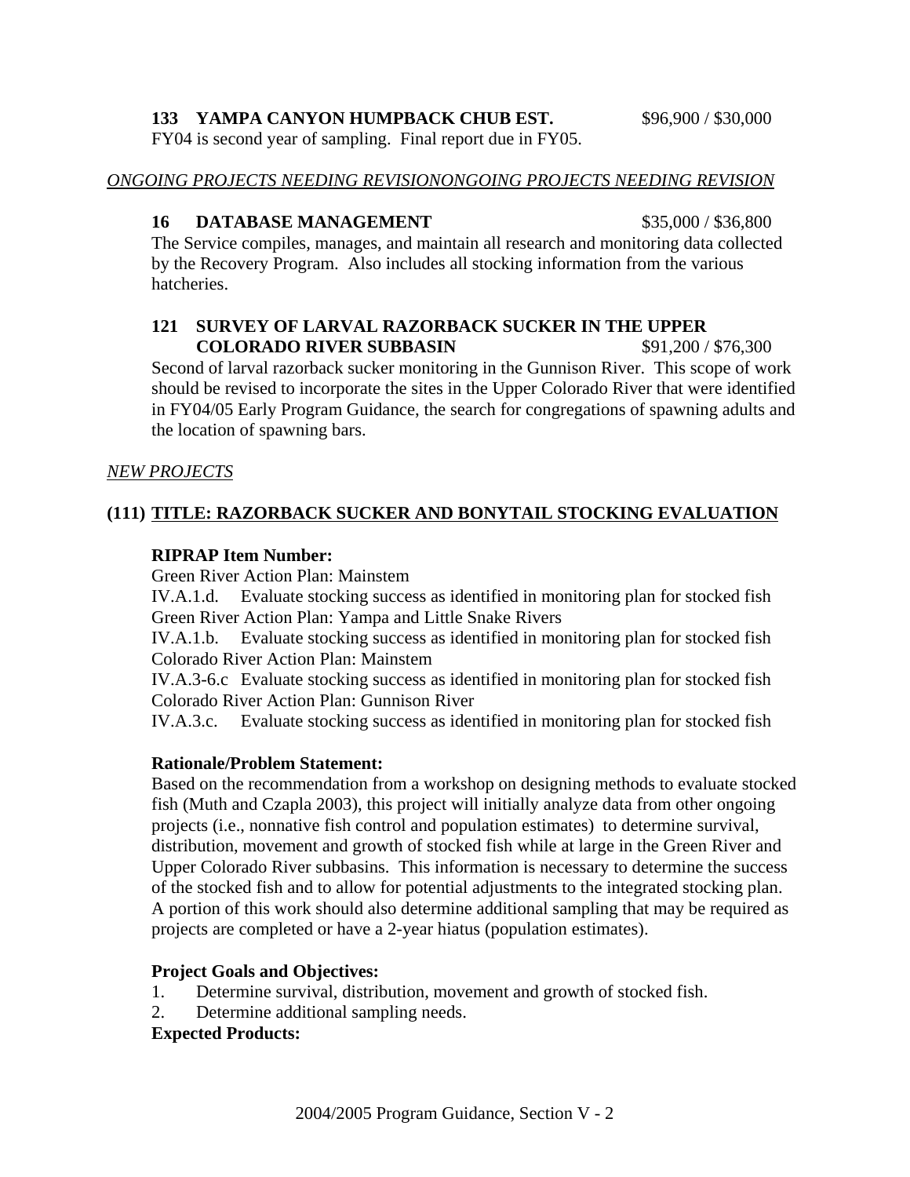**133 YAMPA CANYON HUMPBACK CHUB EST.** $96,900 / $30,000

FY04 is second year of sampling. Final report due in FY05.

*ONGOING PROJECTS NEEDING REVISIONONGOING PROJECTS NEEDING REVISION*

**16 DATABASE MANAGEMENT** $35,000 / $36,800

The Service compiles, manages, and maintain all research and monitoring data collected by the Recovery Program. Also includes all stocking information from the various hatcheries.

**121 SURVEY OF LARVAL RAZORBACK SUCKER IN THE UPPER COLORADO RIVER SUBBASIN** $91,200 / $76,300

Second of larval razorback sucker monitoring in the Gunnison River. This scope of work should be revised to incorporate the sites in the Upper Colorado River that were identified in FY04/05 Early Program Guidance, the search for congregations of spawning adults and the location of spawning bars.

*NEW PROJECTS*

## (111) TITLE: RAZORBACK SUCKER AND BONYTAIL STOCKING EVALUATION

**RIPRAP Item Number:**

Green River Action Plan: Mainstem

IV.A.1.d. Evaluate stocking success as identified in monitoring plan for stocked fish

Green River Action Plan: Yampa and Little Snake Rivers

IV.A.1.b. Evaluate stocking success as identified in monitoring plan for stocked fish

Colorado River Action Plan: Mainstem

IV.A.3-6.c Evaluate stocking success as identified in monitoring plan for stocked fish

Colorado River Action Plan: Gunnison River

IV.A.3.c. Evaluate stocking success as identified in monitoring plan for stocked fish

**Rationale/Problem Statement:**

Based on the recommendation from a workshop on designing methods to evaluate stocked fish (Muth and Czapla 2003), this project will initially analyze data from other ongoing projects (i.e., nonnative fish control and population estimates) to determine survival, distribution, movement and growth of stocked fish while at large in the Green River and Upper Colorado River subbasins. This information is necessary to determine the success of the stocked fish and to allow for potential adjustments to the integrated stocking plan. A portion of this work should also determine additional sampling that may be required as projects are completed or have a 2-year hiatus (population estimates).

**Project Goals and Objectives:**

1. Determine survival, distribution, movement and growth of stocked fish.
2. Determine additional sampling needs.

**Expected Products:**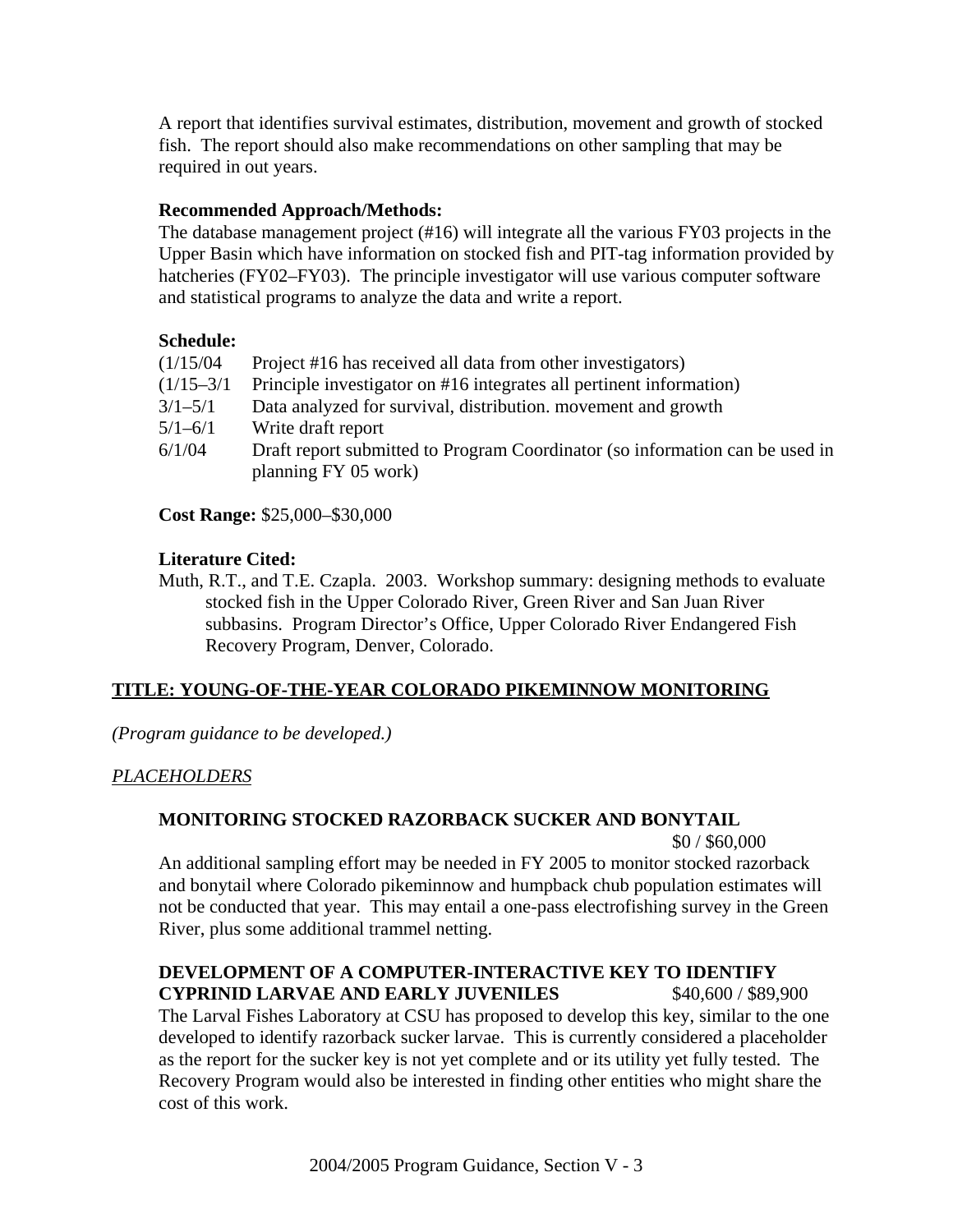A report that identifies survival estimates, distribution, movement and growth of stocked fish. The report should also make recommendations on other sampling that may be required in out years.

**Recommended Approach/Methods:**
The database management project (#16) will integrate all the various FY03 projects in the Upper Basin which have information on stocked fish and PIT-tag information provided by hatcheries (FY02–FY03). The principle investigator will use various computer software and statistical programs to analyze the data and write a report.

**Schedule:**

| | |
|---|---|
| (1/15/04 | Project #16 has received all data from other investigators) |
| (1/15–3/1 | Principle investigator on #16 integrates all pertinent information) |
| 3/1–5/1 | Data analyzed for survival, distribution. movement and growth |
| 5/1–6/1 | Write draft report |
| 6/1/04 | Draft report submitted to Program Coordinator (so information can be used in planning FY 05 work) |

**Cost Range:** $25,000–$30,000

**Literature Cited:**
Muth, R.T., and T.E. Czapla. 2003. Workshop summary: designing methods to evaluate stocked fish in the Upper Colorado River, Green River and San Juan River subbasins. Program Director's Office, Upper Colorado River Endangered Fish Recovery Program, Denver, Colorado.

## TITLE: YOUNG-OF-THE-YEAR COLORADO PIKEMINNOW MONITORING

*(Program guidance to be developed.)*

*PLACEHOLDERS*

### MONITORING STOCKED RAZORBACK SUCKER AND BONYTAIL

$0 / $60,000

An additional sampling effort may be needed in FY 2005 to monitor stocked razorback and bonytail where Colorado pikeminnow and humpback chub population estimates will not be conducted that year. This may entail a one-pass electrofishing survey in the Green River, plus some additional trammel netting.

### DEVELOPMENT OF A COMPUTER-INTERACTIVE KEY TO IDENTIFY CYPRINID LARVAE AND EARLY JUVENILES

$40,600 / $89,900

The Larval Fishes Laboratory at CSU has proposed to develop this key, similar to the one developed to identify razorback sucker larvae. This is currently considered a placeholder as the report for the sucker key is not yet complete and or its utility yet fully tested. The Recovery Program would also be interested in finding other entities who might share the cost of this work.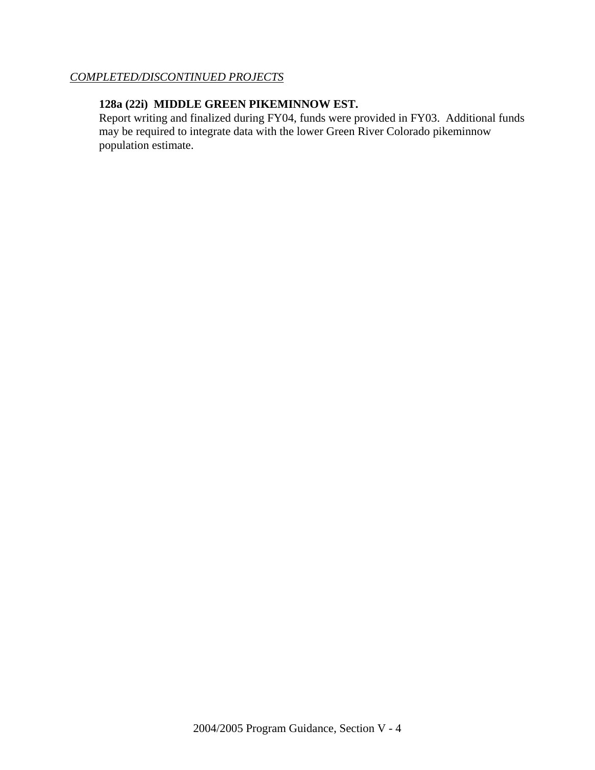*COMPLETED/DISCONTINUED PROJECTS*

**128a (22i)  MIDDLE GREEN PIKEMINNOW EST.**

Report writing and finalized during FY04, funds were provided in FY03.  Additional funds may be required to integrate data with the lower Green River Colorado pikeminnow population estimate.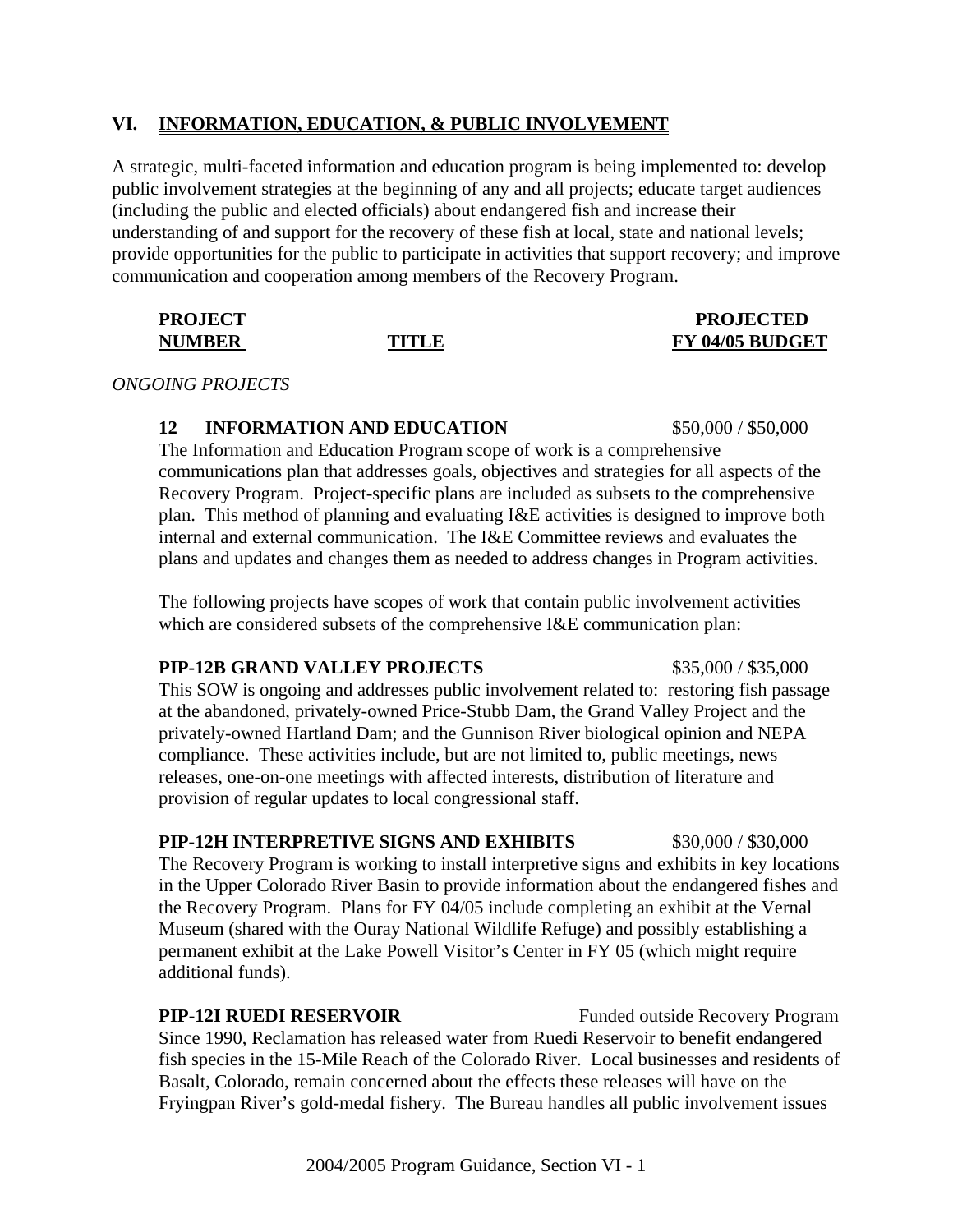## VI. INFORMATION, EDUCATION, & PUBLIC INVOLVEMENT

A strategic, multi-faceted information and education program is being implemented to: develop public involvement strategies at the beginning of any and all projects; educate target audiences (including the public and elected officials) about endangered fish and increase their understanding of and support for the recovery of these fish at local, state and national levels; provide opportunities for the public to participate in activities that support recovery; and improve communication and cooperation among members of the Recovery Program.

| PROJECT NUMBER | TITLE | PROJECTED FY 04/05 BUDGET |
|---|---|---|

*ONGOING PROJECTS*

**12 INFORMATION AND EDUCATION** $50,000 / $50,000

The Information and Education Program scope of work is a comprehensive communications plan that addresses goals, objectives and strategies for all aspects of the Recovery Program. Project-specific plans are included as subsets to the comprehensive plan. This method of planning and evaluating I&E activities is designed to improve both internal and external communication. The I&E Committee reviews and evaluates the plans and updates and changes them as needed to address changes in Program activities.

The following projects have scopes of work that contain public involvement activities which are considered subsets of the comprehensive I&E communication plan:

**PIP-12B GRAND VALLEY PROJECTS** $35,000 / $35,000

This SOW is ongoing and addresses public involvement related to: restoring fish passage at the abandoned, privately-owned Price-Stubb Dam, the Grand Valley Project and the privately-owned Hartland Dam; and the Gunnison River biological opinion and NEPA compliance. These activities include, but are not limited to, public meetings, news releases, one-on-one meetings with affected interests, distribution of literature and provision of regular updates to local congressional staff.

**PIP-12H INTERPRETIVE SIGNS AND EXHIBITS** $30,000 / $30,000

The Recovery Program is working to install interpretive signs and exhibits in key locations in the Upper Colorado River Basin to provide information about the endangered fishes and the Recovery Program. Plans for FY 04/05 include completing an exhibit at the Vernal Museum (shared with the Ouray National Wildlife Refuge) and possibly establishing a permanent exhibit at the Lake Powell Visitor's Center in FY 05 (which might require additional funds).

**PIP-12I RUEDI RESERVOIR** Funded outside Recovery Program

Since 1990, Reclamation has released water from Ruedi Reservoir to benefit endangered fish species in the 15-Mile Reach of the Colorado River. Local businesses and residents of Basalt, Colorado, remain concerned about the effects these releases will have on the Fryingpan River's gold-medal fishery. The Bureau handles all public involvement issues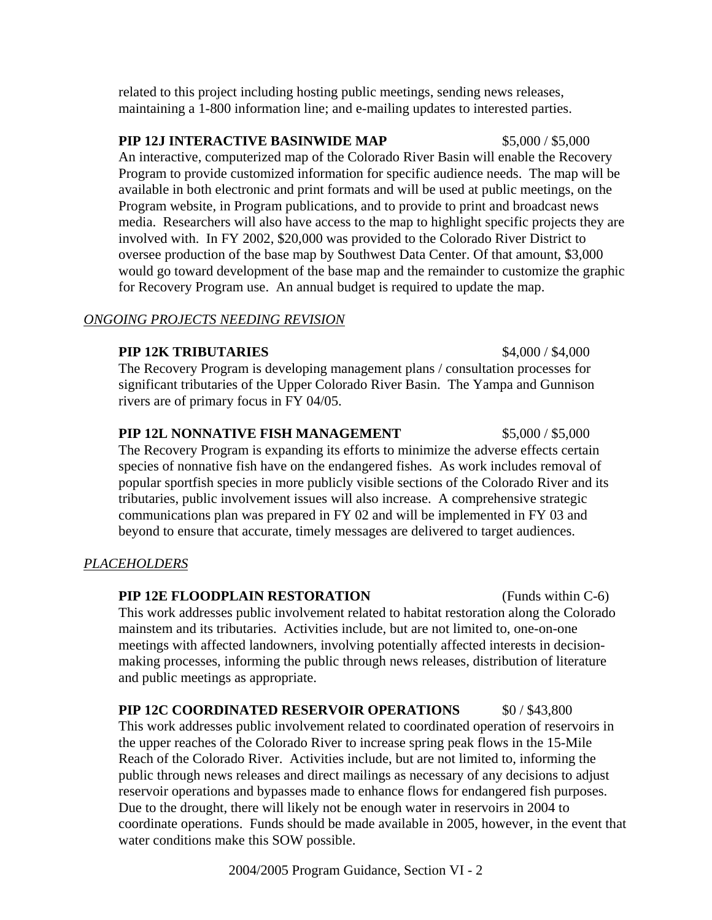related to this project including hosting public meetings, sending news releases, maintaining a 1-800 information line; and e-mailing updates to interested parties.

**PIP 12J INTERACTIVE BASINWIDE MAP** $5,000 / $5,000

An interactive, computerized map of the Colorado River Basin will enable the Recovery Program to provide customized information for specific audience needs. The map will be available in both electronic and print formats and will be used at public meetings, on the Program website, in Program publications, and to provide to print and broadcast news media. Researchers will also have access to the map to highlight specific projects they are involved with. In FY 2002, $20,000 was provided to the Colorado River District to oversee production of the base map by Southwest Data Center. Of that amount, $3,000 would go toward development of the base map and the remainder to customize the graphic for Recovery Program use. An annual budget is required to update the map.

*ONGOING PROJECTS NEEDING REVISION*

**PIP 12K TRIBUTARIES** $4,000 / $4,000

The Recovery Program is developing management plans / consultation processes for significant tributaries of the Upper Colorado River Basin. The Yampa and Gunnison rivers are of primary focus in FY 04/05.

**PIP 12L NONNATIVE FISH MANAGEMENT** $5,000 / $5,000

The Recovery Program is expanding its efforts to minimize the adverse effects certain species of nonnative fish have on the endangered fishes. As work includes removal of popular sportfish species in more publicly visible sections of the Colorado River and its tributaries, public involvement issues will also increase. A comprehensive strategic communications plan was prepared in FY 02 and will be implemented in FY 03 and beyond to ensure that accurate, timely messages are delivered to target audiences.

*PLACEHOLDERS*

**PIP 12E FLOODPLAIN RESTORATION** (Funds within C-6)

This work addresses public involvement related to habitat restoration along the Colorado mainstem and its tributaries. Activities include, but are not limited to, one-on-one meetings with affected landowners, involving potentially affected interests in decision-making processes, informing the public through news releases, distribution of literature and public meetings as appropriate.

**PIP 12C COORDINATED RESERVOIR OPERATIONS** $0 / $43,800

This work addresses public involvement related to coordinated operation of reservoirs in the upper reaches of the Colorado River to increase spring peak flows in the 15-Mile Reach of the Colorado River. Activities include, but are not limited to, informing the public through news releases and direct mailings as necessary of any decisions to adjust reservoir operations and bypasses made to enhance flows for endangered fish purposes. Due to the drought, there will likely not be enough water in reservoirs in 2004 to coordinate operations. Funds should be made available in 2005, however, in the event that water conditions make this SOW possible.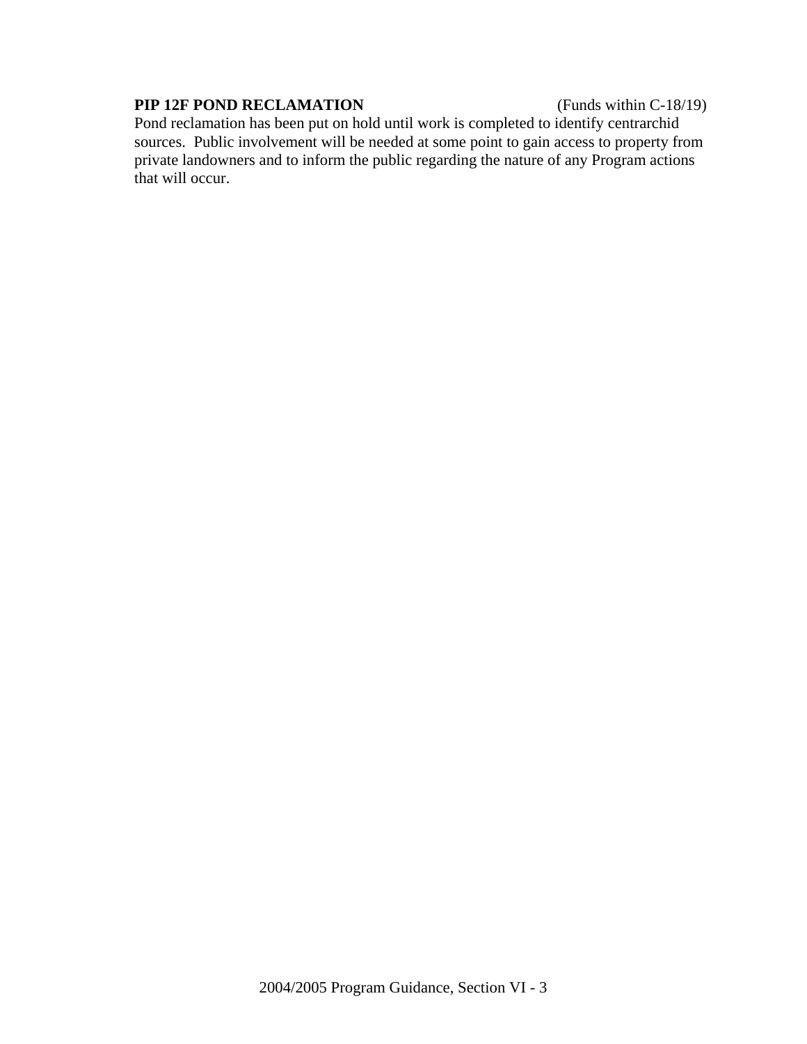**PIP 12F POND RECLAMATION** (Funds within C-18/19)

Pond reclamation has been put on hold until work is completed to identify centrarchid sources. Public involvement will be needed at some point to gain access to property from private landowners and to inform the public regarding the nature of any Program actions that will occur.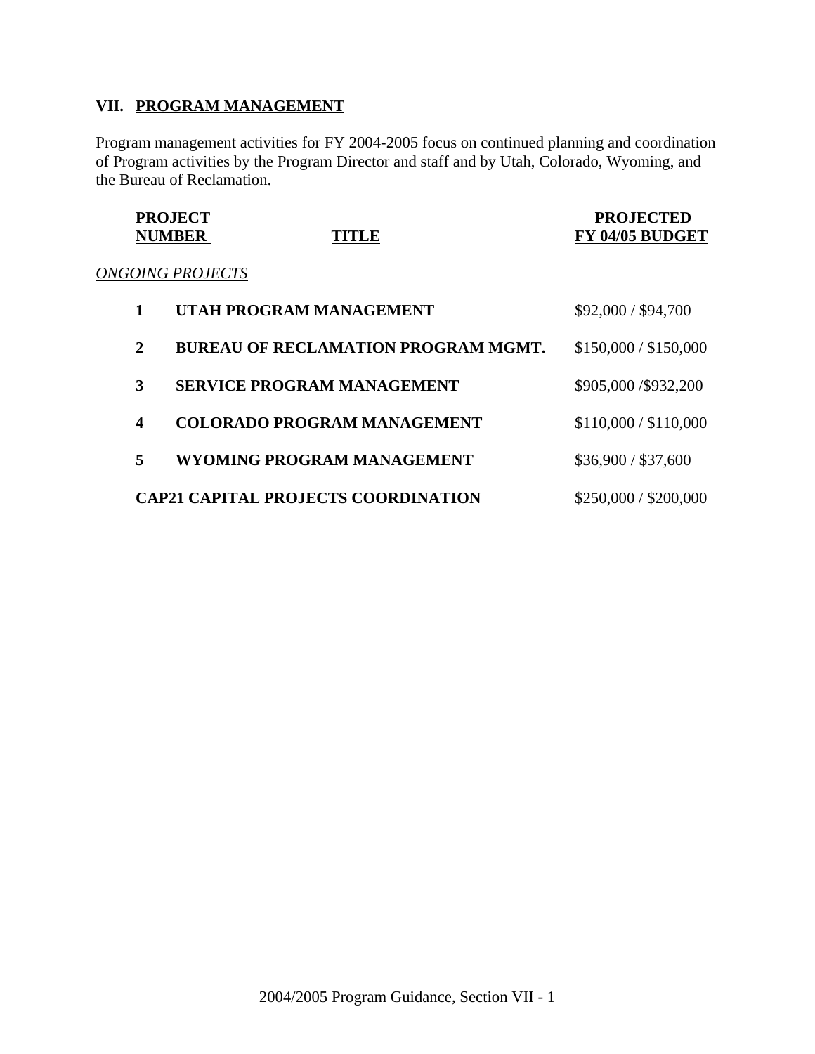## VII. PROGRAM MANAGEMENT

Program management activities for FY 2004-2005 focus on continued planning and coordination of Program activities by the Program Director and staff and by Utah, Colorado, Wyoming, and the Bureau of Reclamation.

| PROJECT NUMBER | TITLE | PROJECTED FY 04/05 BUDGET |
|---|---|---|
| *ONGOING PROJECTS* | | |
| **1** | **UTAH PROGRAM MANAGEMENT** | $92,000 / $94,700 |
| **2** | **BUREAU OF RECLAMATION PROGRAM MGMT.** | $150,000 / $150,000 |
| **3** | **SERVICE PROGRAM MANAGEMENT** | $905,000 /$932,200 |
| **4** | **COLORADO PROGRAM MANAGEMENT** | $110,000 / $110,000 |
| **5** | **WYOMING PROGRAM MANAGEMENT** | $36,900 / $37,600 |
| | **CAP21 CAPITAL PROJECTS COORDINATION** | $250,000 / $200,000 |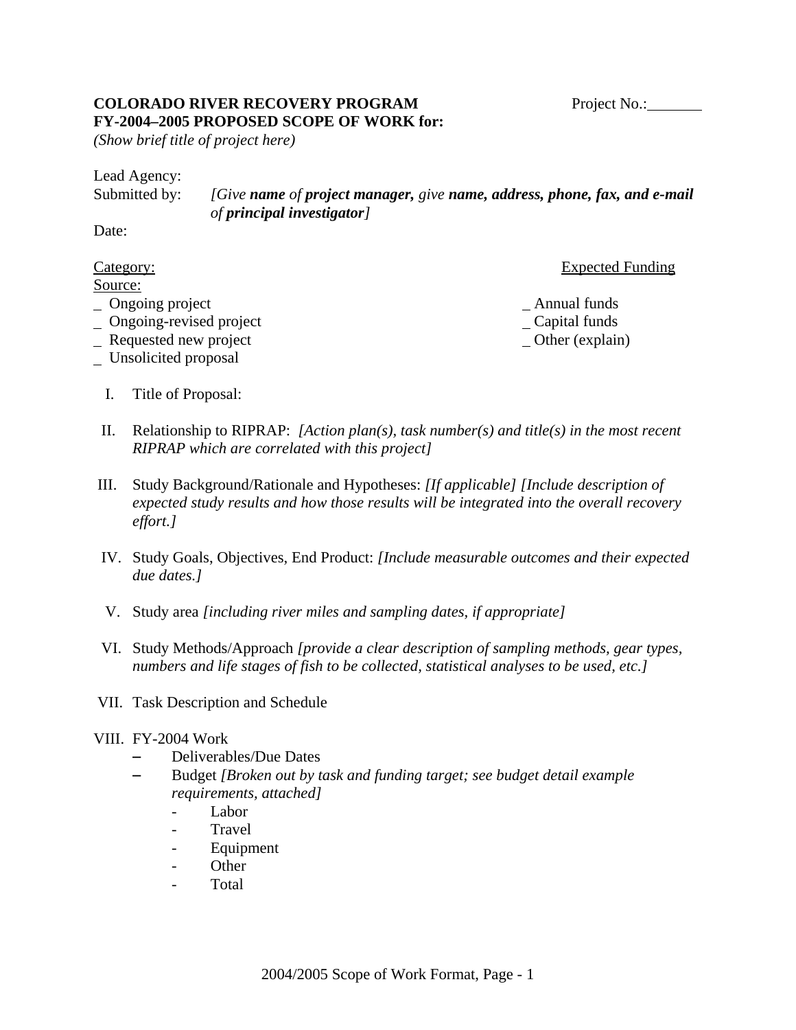**COLORADO RIVER RECOVERY PROGRAM** Project No.:_______

**FY-2004–2005 PROPOSED SCOPE OF WORK for:**

*(Show brief title of project here)*

Lead Agency:

Submitted by: *[Give **name** of **project manager,** give **name, address, phone, fax, and e-mail** of **principal investigator**]*

Date:

Category: Expected Funding Source:

_ Ongoing project

_ Ongoing-revised project

_ Requested new project

_ Unsolicited proposal

_ Annual funds

_ Capital funds

_ Other (explain)

I. Title of Proposal:

II. Relationship to RIPRAP: *[Action plan(s), task number(s) and title(s) in the most recent RIPRAP which are correlated with this project]*

III. Study Background/Rationale and Hypotheses: *[If applicable] [Include description of expected study results and how those results will be integrated into the overall recovery effort.]*

IV. Study Goals, Objectives, End Product: *[Include measurable outcomes and their expected due dates.]*

V. Study area *[including river miles and sampling dates, if appropriate]*

VI. Study Methods/Approach *[provide a clear description of sampling methods, gear types, numbers and life stages of fish to be collected, statistical analyses to be used, etc.]*

VII. Task Description and Schedule

VIII. FY-2004 Work

- Deliverables/Due Dates
- Budget *[Broken out by task and funding target; see budget detail example requirements, attached]*
  - Labor
  - Travel
  - Equipment
  - Other
  - Total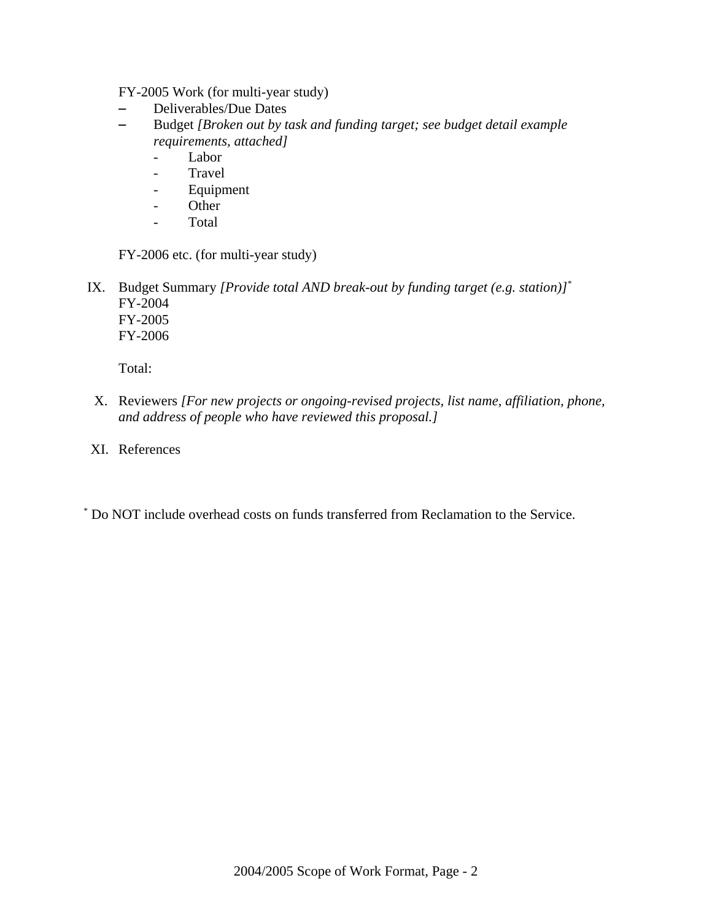FY-2005 Work (for multi-year study)

- Deliverables/Due Dates
- Budget *[Broken out by task and funding target; see budget detail example requirements, attached]*
  - Labor
  - Travel
  - Equipment
  - Other
  - Total

FY-2006 etc. (for multi-year study)

IX. Budget Summary *[Provide total AND break-out by funding target (e.g. station)]*[*]
FY-2004
FY-2005
FY-2006

Total:

X. Reviewers *[For new projects or ongoing-revised projects, list name, affiliation, phone, and address of people who have reviewed this proposal.]*

XI. References

[*] Do NOT include overhead costs on funds transferred from Reclamation to the Service.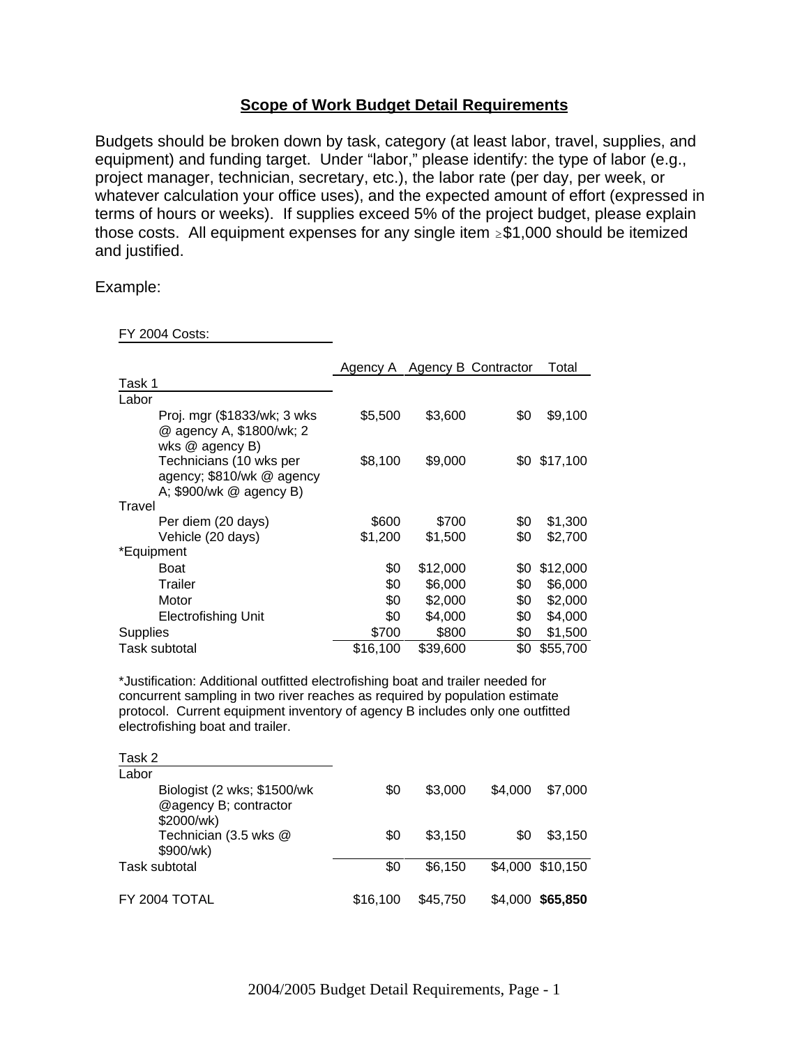## Scope of Work Budget Detail Requirements

Budgets should be broken down by task, category (at least labor, travel, supplies, and equipment) and funding target. Under "labor," please identify: the type of labor (e.g., project manager, technician, secretary, etc.), the labor rate (per day, per week, or whatever calculation your office uses), and the expected amount of effort (expressed in terms of hours or weeks). If supplies exceed 5% of the project budget, please explain those costs. All equipment expenses for any single item ≥$1,000 should be itemized and justified.

Example:

FY 2004 Costs:

| | Agency A | Agency B | Contractor | Total |
|---|---|---|---|---|
| Task 1 | | | | |
| Labor | | | | |
| Proj. mgr ($1833/wk; 3 wks @ agency A, $1800/wk; 2 wks @ agency B) | $5,500 | $3,600 | $0 | $9,100 |
| Technicians (10 wks per agency; $810/wk @ agency A; $900/wk @ agency B) | $8,100 | $9,000 | $0 | $17,100 |
| Travel | | | | |
| Per diem (20 days) | $600 | $700 | $0 | $1,300 |
| Vehicle (20 days) | $1,200 | $1,500 | $0 | $2,700 |
| *Equipment | | | | |
| Boat | $0 | $12,000 | $0 | $12,000 |
| Trailer | $0 | $6,000 | $0 | $6,000 |
| Motor | $0 | $2,000 | $0 | $2,000 |
| Electrofishing Unit | $0 | $4,000 | $0 | $4,000 |
| Supplies | $700 | $800 | $0 | $1,500 |
| Task subtotal | $16,100 | $39,600 | $0 | $55,700 |

*Justification: Additional outfitted electrofishing boat and trailer needed for concurrent sampling in two river reaches as required by population estimate protocol. Current equipment inventory of agency B includes only one outfitted electrofishing boat and trailer.

| | Agency A | Agency B | Contractor | Total |
|---|---|---|---|---|
| Task 2 | | | | |
| Labor | | | | |
| Biologist (2 wks; $1500/wk @agency B; contractor $2000/wk) | $0 | $3,000 | $4,000 | $7,000 |
| Technician (3.5 wks @ $900/wk) | $0 | $3,150 | $0 | $3,150 |
| Task subtotal | $0 | $6,150 | $4,000 | $10,150 |
| FY 2004 TOTAL | $16,100 | $45,750 | $4,000 | **$65,850** |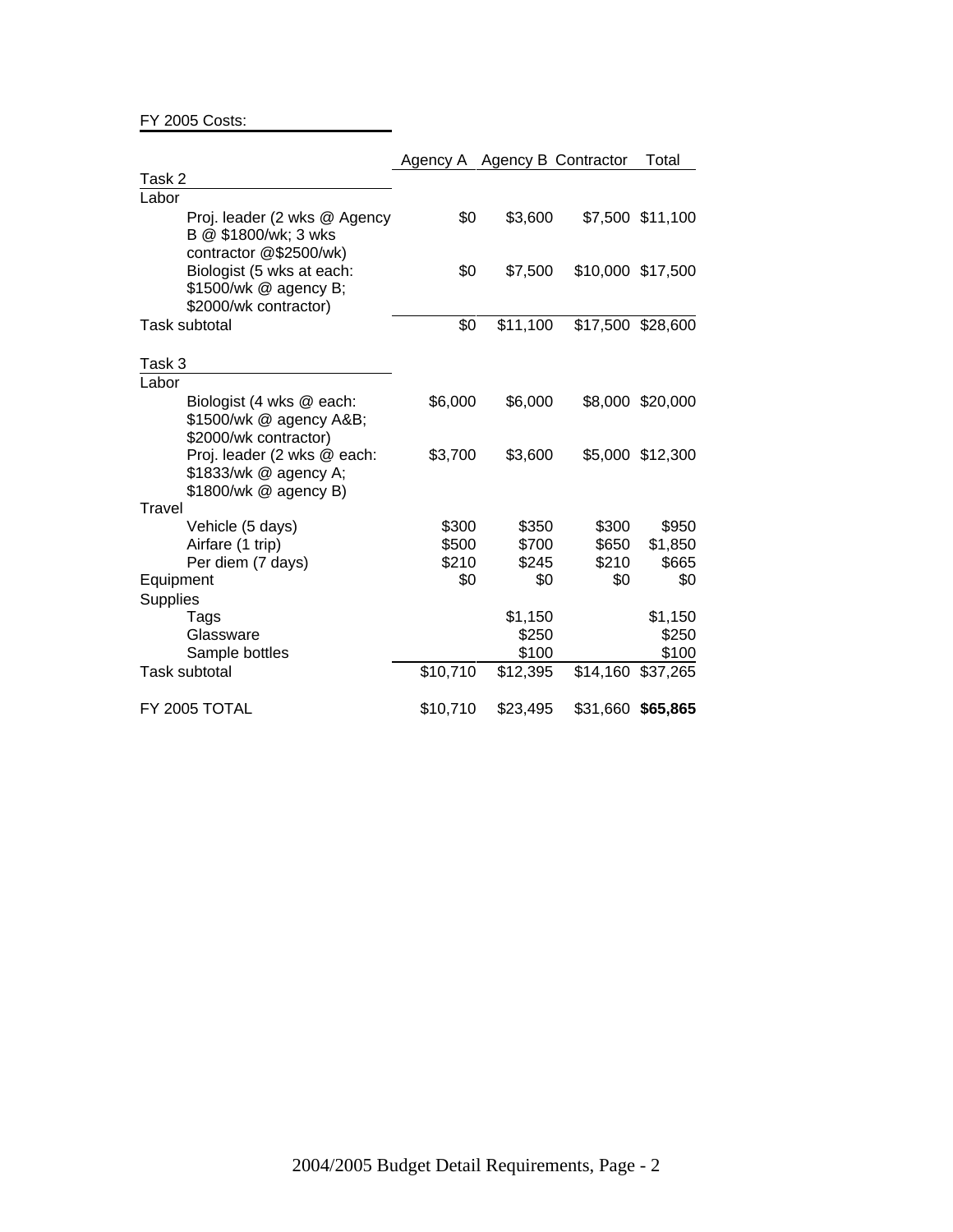FY 2005 Costs:

| | Agency A | Agency B | Contractor | Total |
|---|---|---|---|---|
| Task 2 | | | | |
| Labor | | | | |
| Proj. leader (2 wks @ Agency B @ $1800/wk; 3 wks contractor @$2500/wk) | $0 | $3,600 | $7,500 | $11,100 |
| Biologist (5 wks at each: $1500/wk @ agency B; $2000/wk contractor) | $0 | $7,500 | $10,000 | $17,500 |
| Task subtotal | $0 | $11,100 | $17,500 | $28,600 |
| | | | | |
| Task 3 | | | | |
| Labor | | | | |
| Biologist (4 wks @ each: $1500/wk @ agency A&B; $2000/wk contractor) | $6,000 | $6,000 | $8,000 | $20,000 |
| Proj. leader (2 wks @ each: $1833/wk @ agency A; $1800/wk @ agency B) | $3,700 | $3,600 | $5,000 | $12,300 |
| Travel | | | | |
| Vehicle (5 days) | $300 | $350 | $300 | $950 |
| Airfare (1 trip) | $500 | $700 | $650 | $1,850 |
| Per diem (7 days) | $210 | $245 | $210 | $665 |
| Equipment | $0 | $0 | $0 | $0 |
| Supplies | | | | |
| Tags | | $1,150 | | $1,150 |
| Glassware | | $250 | | $250 |
| Sample bottles | | $100 | | $100 |
| Task subtotal | $10,710 | $12,395 | $14,160 | $37,265 |
| | | | | |
| FY 2005 TOTAL | $10,710 | $23,495 | $31,660 | **$65,865** |